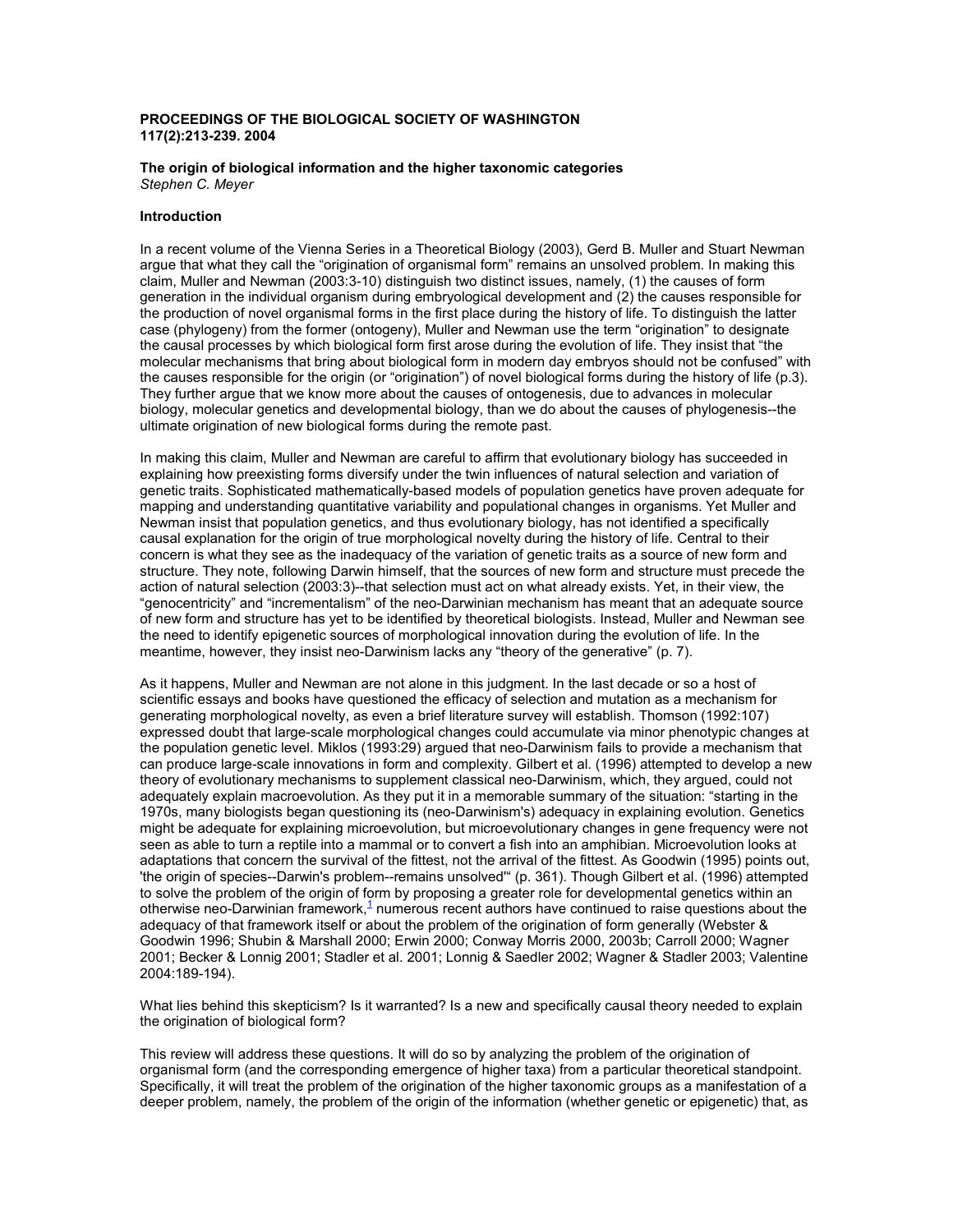**PROCEEDINGS OF THE BIOLOGICAL SOCIETY OF WASHINGTON**
**117(2):213-239. 2004**

# The origin of biological information and the higher taxonomic categories

*Stephen C. Meyer*

## Introduction

In a recent volume of the Vienna Series in a Theoretical Biology (2003), Gerd B. Muller and Stuart Newman argue that what they call the "origination of organismal form" remains an unsolved problem. In making this claim, Muller and Newman (2003:3-10) distinguish two distinct issues, namely, (1) the causes of form generation in the individual organism during embryological development and (2) the causes responsible for the production of novel organismal forms in the first place during the history of life. To distinguish the latter case (phylogeny) from the former (ontogeny), Muller and Newman use the term "origination" to designate the causal processes by which biological form first arose during the evolution of life. They insist that "the molecular mechanisms that bring about biological form in modern day embryos should not be confused" with the causes responsible for the origin (or "origination") of novel biological forms during the history of life (p.3). They further argue that we know more about the causes of ontogenesis, due to advances in molecular biology, molecular genetics and developmental biology, than we do about the causes of phylogenesis--the ultimate origination of new biological forms during the remote past.

In making this claim, Muller and Newman are careful to affirm that evolutionary biology has succeeded in explaining how preexisting forms diversify under the twin influences of natural selection and variation of genetic traits. Sophisticated mathematically-based models of population genetics have proven adequate for mapping and understanding quantitative variability and populational changes in organisms. Yet Muller and Newman insist that population genetics, and thus evolutionary biology, has not identified a specifically causal explanation for the origin of true morphological novelty during the history of life. Central to their concern is what they see as the inadequacy of the variation of genetic traits as a source of new form and structure. They note, following Darwin himself, that the sources of new form and structure must precede the action of natural selection (2003:3)--that selection must act on what already exists. Yet, in their view, the "genocentricity" and "incrementalism" of the neo-Darwinian mechanism has meant that an adequate source of new form and structure has yet to be identified by theoretical biologists. Instead, Muller and Newman see the need to identify epigenetic sources of morphological innovation during the evolution of life. In the meantime, however, they insist neo-Darwinism lacks any "theory of the generative" (p. 7).

As it happens, Muller and Newman are not alone in this judgment. In the last decade or so a host of scientific essays and books have questioned the efficacy of selection and mutation as a mechanism for generating morphological novelty, as even a brief literature survey will establish. Thomson (1992:107) expressed doubt that large-scale morphological changes could accumulate via minor phenotypic changes at the population genetic level. Miklos (1993:29) argued that neo-Darwinism fails to provide a mechanism that can produce large-scale innovations in form and complexity. Gilbert et al. (1996) attempted to develop a new theory of evolutionary mechanisms to supplement classical neo-Darwinism, which, they argued, could not adequately explain macroevolution. As they put it in a memorable summary of the situation: "starting in the 1970s, many biologists began questioning its (neo-Darwinism's) adequacy in explaining evolution. Genetics might be adequate for explaining microevolution, but microevolutionary changes in gene frequency were not seen as able to turn a reptile into a mammal or to convert a fish into an amphibian. Microevolution looks at adaptations that concern the survival of the fittest, not the arrival of the fittest. As Goodwin (1995) points out, 'the origin of species--Darwin's problem--remains unsolved'" (p. 361). Though Gilbert et al. (1996) attempted to solve the problem of the origin of form by proposing a greater role for developmental genetics within an otherwise neo-Darwinian framework,[1] numerous recent authors have continued to raise questions about the adequacy of that framework itself or about the problem of the origination of form generally (Webster & Goodwin 1996; Shubin & Marshall 2000; Erwin 2000; Conway Morris 2000, 2003b; Carroll 2000; Wagner 2001; Becker & Lonnig 2001; Stadler et al. 2001; Lonnig & Saedler 2002; Wagner & Stadler 2003; Valentine 2004:189-194).

What lies behind this skepticism? Is it warranted? Is a new and specifically causal theory needed to explain the origination of biological form?

This review will address these questions. It will do so by analyzing the problem of the origination of organismal form (and the corresponding emergence of higher taxa) from a particular theoretical standpoint. Specifically, it will treat the problem of the origination of the higher taxonomic groups as a manifestation of a deeper problem, namely, the problem of the origin of the information (whether genetic or epigenetic) that, as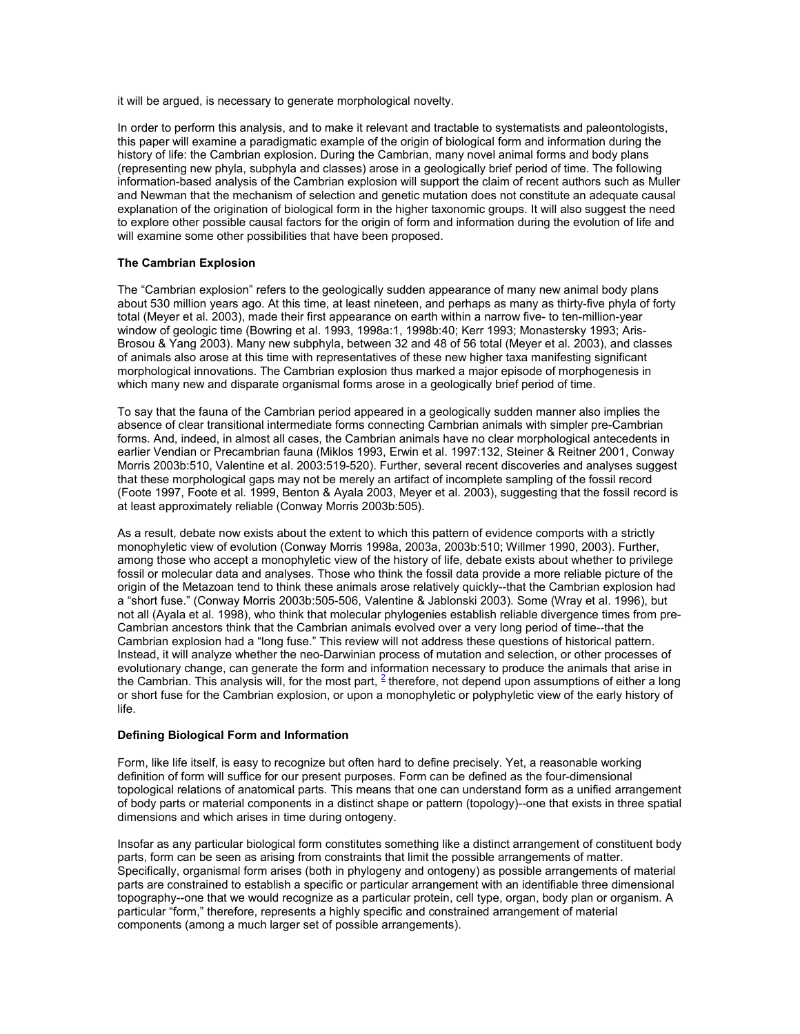it will be argued, is necessary to generate morphological novelty.

In order to perform this analysis, and to make it relevant and tractable to systematists and paleontologists, this paper will examine a paradigmatic example of the origin of biological form and information during the history of life: the Cambrian explosion. During the Cambrian, many novel animal forms and body plans (representing new phyla, subphyla and classes) arose in a geologically brief period of time. The following information-based analysis of the Cambrian explosion will support the claim of recent authors such as Muller and Newman that the mechanism of selection and genetic mutation does not constitute an adequate causal explanation of the origination of biological form in the higher taxonomic groups. It will also suggest the need to explore other possible causal factors for the origin of form and information during the evolution of life and will examine some other possibilities that have been proposed.

**The Cambrian Explosion**

The "Cambrian explosion" refers to the geologically sudden appearance of many new animal body plans about 530 million years ago. At this time, at least nineteen, and perhaps as many as thirty-five phyla of forty total (Meyer et al. 2003), made their first appearance on earth within a narrow five- to ten-million-year window of geologic time (Bowring et al. 1993, 1998a:1, 1998b:40; Kerr 1993; Monastersky 1993; Aris-Brosou & Yang 2003). Many new subphyla, between 32 and 48 of 56 total (Meyer et al. 2003), and classes of animals also arose at this time with representatives of these new higher taxa manifesting significant morphological innovations. The Cambrian explosion thus marked a major episode of morphogenesis in which many new and disparate organismal forms arose in a geologically brief period of time.

To say that the fauna of the Cambrian period appeared in a geologically sudden manner also implies the absence of clear transitional intermediate forms connecting Cambrian animals with simpler pre-Cambrian forms. And, indeed, in almost all cases, the Cambrian animals have no clear morphological antecedents in earlier Vendian or Precambrian fauna (Miklos 1993, Erwin et al. 1997:132, Steiner & Reitner 2001, Conway Morris 2003b:510, Valentine et al. 2003:519-520). Further, several recent discoveries and analyses suggest that these morphological gaps may not be merely an artifact of incomplete sampling of the fossil record (Foote 1997, Foote et al. 1999, Benton & Ayala 2003, Meyer et al. 2003), suggesting that the fossil record is at least approximately reliable (Conway Morris 2003b:505).

As a result, debate now exists about the extent to which this pattern of evidence comports with a strictly monophyletic view of evolution (Conway Morris 1998a, 2003a, 2003b:510; Willmer 1990, 2003). Further, among those who accept a monophyletic view of the history of life, debate exists about whether to privilege fossil or molecular data and analyses. Those who think the fossil data provide a more reliable picture of the origin of the Metazoan tend to think these animals arose relatively quickly--that the Cambrian explosion had a "short fuse." (Conway Morris 2003b:505-506, Valentine & Jablonski 2003). Some (Wray et al. 1996), but not all (Ayala et al. 1998), who think that molecular phylogenies establish reliable divergence times from pre-Cambrian ancestors think that the Cambrian animals evolved over a very long period of time--that the Cambrian explosion had a "long fuse." This review will not address these questions of historical pattern. Instead, it will analyze whether the neo-Darwinian process of mutation and selection, or other processes of evolutionary change, can generate the form and information necessary to produce the animals that arise in the Cambrian. This analysis will, for the most part, [2] therefore, not depend upon assumptions of either a long or short fuse for the Cambrian explosion, or upon a monophyletic or polyphyletic view of the early history of life.

**Defining Biological Form and Information**

Form, like life itself, is easy to recognize but often hard to define precisely. Yet, a reasonable working definition of form will suffice for our present purposes. Form can be defined as the four-dimensional topological relations of anatomical parts. This means that one can understand form as a unified arrangement of body parts or material components in a distinct shape or pattern (topology)--one that exists in three spatial dimensions and which arises in time during ontogeny.

Insofar as any particular biological form constitutes something like a distinct arrangement of constituent body parts, form can be seen as arising from constraints that limit the possible arrangements of matter. Specifically, organismal form arises (both in phylogeny and ontogeny) as possible arrangements of material parts are constrained to establish a specific or particular arrangement with an identifiable three dimensional topography--one that we would recognize as a particular protein, cell type, organ, body plan or organism. A particular "form," therefore, represents a highly specific and constrained arrangement of material components (among a much larger set of possible arrangements).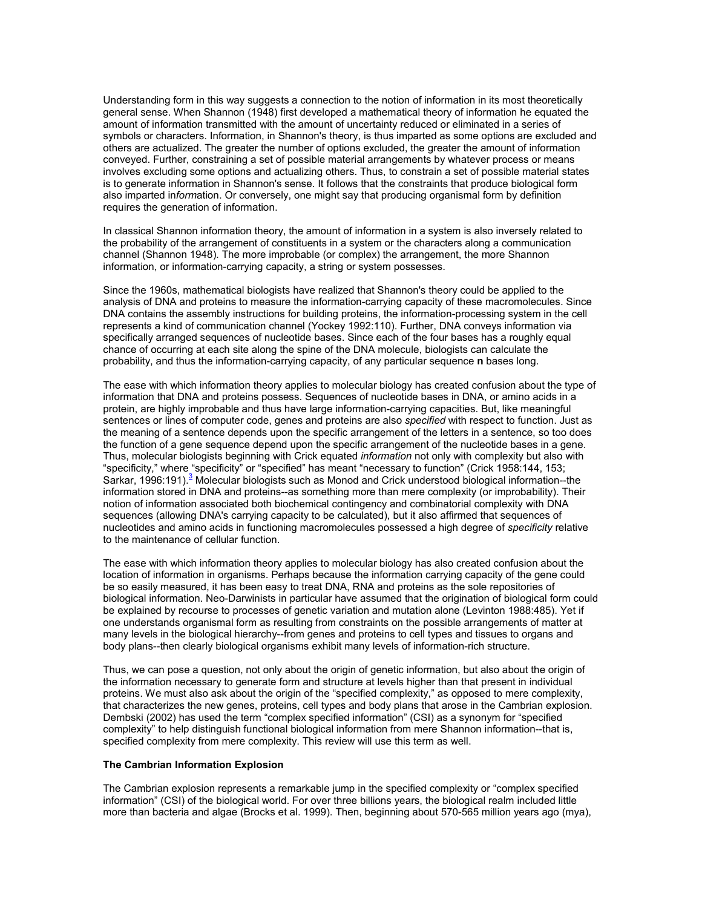Understanding form in this way suggests a connection to the notion of information in its most theoretically general sense. When Shannon (1948) first developed a mathematical theory of information he equated the amount of information transmitted with the amount of uncertainty reduced or eliminated in a series of symbols or characters. Information, in Shannon's theory, is thus imparted as some options are excluded and others are actualized. The greater the number of options excluded, the greater the amount of information conveyed. Further, constraining a set of possible material arrangements by whatever process or means involves excluding some options and actualizing others. Thus, to constrain a set of possible material states is to generate information in Shannon's sense. It follows that the constraints that produce biological form also imparted in*forma*tion. Or conversely, one might say that producing organismal form by definition requires the generation of information.

In classical Shannon information theory, the amount of information in a system is also inversely related to the probability of the arrangement of constituents in a system or the characters along a communication channel (Shannon 1948). The more improbable (or complex) the arrangement, the more Shannon information, or information-carrying capacity, a string or system possesses.

Since the 1960s, mathematical biologists have realized that Shannon's theory could be applied to the analysis of DNA and proteins to measure the information-carrying capacity of these macromolecules. Since DNA contains the assembly instructions for building proteins, the information-processing system in the cell represents a kind of communication channel (Yockey 1992:110). Further, DNA conveys information via specifically arranged sequences of nucleotide bases. Since each of the four bases has a roughly equal chance of occurring at each site along the spine of the DNA molecule, biologists can calculate the probability, and thus the information-carrying capacity, of any particular sequence **n** bases long.

The ease with which information theory applies to molecular biology has created confusion about the type of information that DNA and proteins possess. Sequences of nucleotide bases in DNA, or amino acids in a protein, are highly improbable and thus have large information-carrying capacities. But, like meaningful sentences or lines of computer code, genes and proteins are also *specified* with respect to function. Just as the meaning of a sentence depends upon the specific arrangement of the letters in a sentence, so too does the function of a gene sequence depend upon the specific arrangement of the nucleotide bases in a gene. Thus, molecular biologists beginning with Crick equated *information* not only with complexity but also with "specificity," where "specificity" or "specified" has meant "necessary to function" (Crick 1958:144, 153; Sarkar, 1996:191).[3] Molecular biologists such as Monod and Crick understood biological information--the information stored in DNA and proteins--as something more than mere complexity (or improbability). Their notion of information associated both biochemical contingency and combinatorial complexity with DNA sequences (allowing DNA's carrying capacity to be calculated), but it also affirmed that sequences of nucleotides and amino acids in functioning macromolecules possessed a high degree of *specificity* relative to the maintenance of cellular function.

The ease with which information theory applies to molecular biology has also created confusion about the location of information in organisms. Perhaps because the information carrying capacity of the gene could be so easily measured, it has been easy to treat DNA, RNA and proteins as the sole repositories of biological information. Neo-Darwinists in particular have assumed that the origination of biological form could be explained by recourse to processes of genetic variation and mutation alone (Levinton 1988:485). Yet if one understands organismal form as resulting from constraints on the possible arrangements of matter at many levels in the biological hierarchy--from genes and proteins to cell types and tissues to organs and body plans--then clearly biological organisms exhibit many levels of information-rich structure.

Thus, we can pose a question, not only about the origin of genetic information, but also about the origin of the information necessary to generate form and structure at levels higher than that present in individual proteins. We must also ask about the origin of the "specified complexity," as opposed to mere complexity, that characterizes the new genes, proteins, cell types and body plans that arose in the Cambrian explosion. Dembski (2002) has used the term "complex specified information" (CSI) as a synonym for "specified complexity" to help distinguish functional biological information from mere Shannon information--that is, specified complexity from mere complexity. This review will use this term as well.

**The Cambrian Information Explosion**

The Cambrian explosion represents a remarkable jump in the specified complexity or "complex specified information" (CSI) of the biological world. For over three billions years, the biological realm included little more than bacteria and algae (Brocks et al. 1999). Then, beginning about 570-565 million years ago (mya),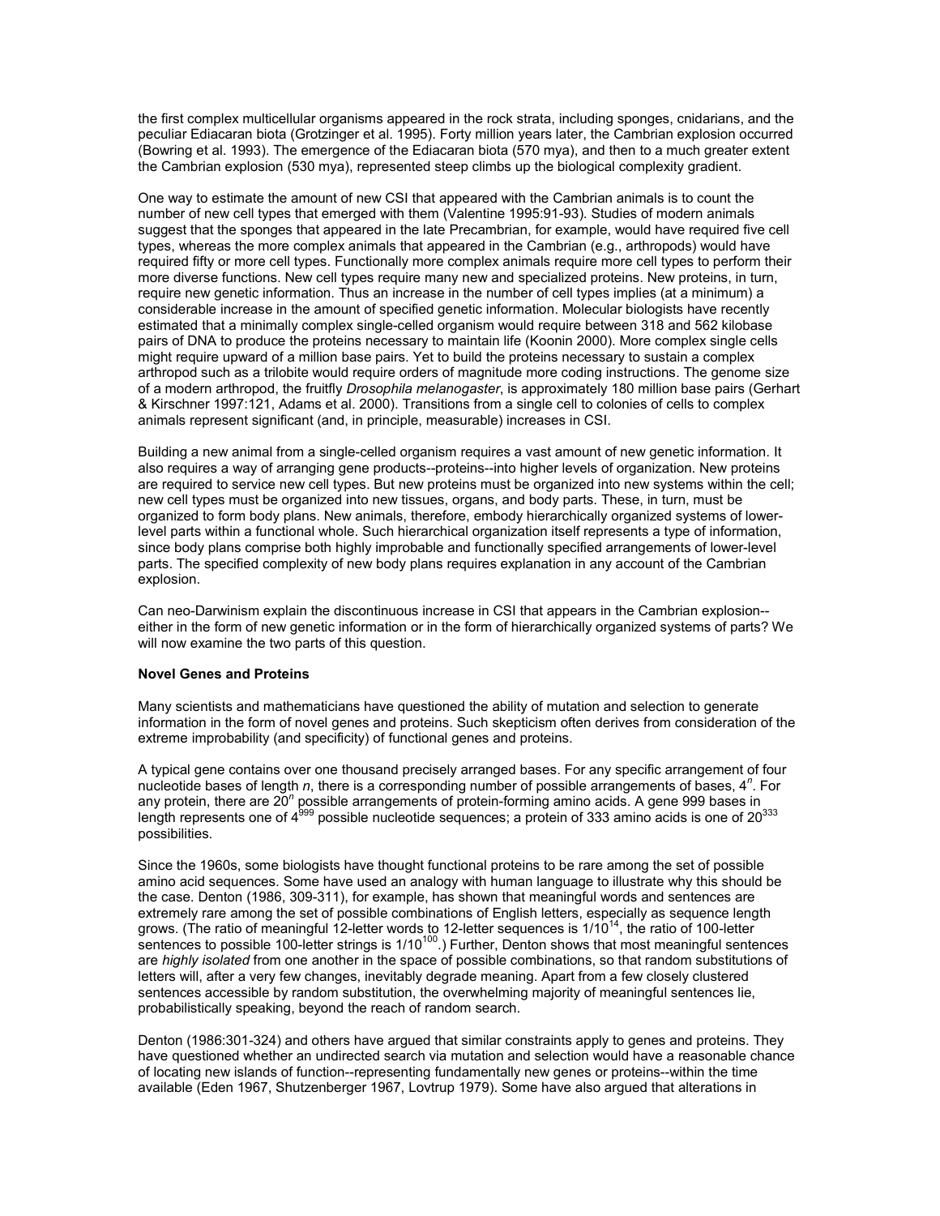the first complex multicellular organisms appeared in the rock strata, including sponges, cnidarians, and the peculiar Ediacaran biota (Grotzinger et al. 1995). Forty million years later, the Cambrian explosion occurred (Bowring et al. 1993). The emergence of the Ediacaran biota (570 mya), and then to a much greater extent the Cambrian explosion (530 mya), represented steep climbs up the biological complexity gradient.

One way to estimate the amount of new CSI that appeared with the Cambrian animals is to count the number of new cell types that emerged with them (Valentine 1995:91-93). Studies of modern animals suggest that the sponges that appeared in the late Precambrian, for example, would have required five cell types, whereas the more complex animals that appeared in the Cambrian (e.g., arthropods) would have required fifty or more cell types. Functionally more complex animals require more cell types to perform their more diverse functions. New cell types require many new and specialized proteins. New proteins, in turn, require new genetic information. Thus an increase in the number of cell types implies (at a minimum) a considerable increase in the amount of specified genetic information. Molecular biologists have recently estimated that a minimally complex single-celled organism would require between 318 and 562 kilobase pairs of DNA to produce the proteins necessary to maintain life (Koonin 2000). More complex single cells might require upward of a million base pairs. Yet to build the proteins necessary to sustain a complex arthropod such as a trilobite would require orders of magnitude more coding instructions. The genome size of a modern arthropod, the fruitfly *Drosophila melanogaster*, is approximately 180 million base pairs (Gerhart & Kirschner 1997:121, Adams et al. 2000). Transitions from a single cell to colonies of cells to complex animals represent significant (and, in principle, measurable) increases in CSI.

Building a new animal from a single-celled organism requires a vast amount of new genetic information. It also requires a way of arranging gene products--proteins--into higher levels of organization. New proteins are required to service new cell types. But new proteins must be organized into new systems within the cell; new cell types must be organized into new tissues, organs, and body parts. These, in turn, must be organized to form body plans. New animals, therefore, embody hierarchically organized systems of lower-level parts within a functional whole. Such hierarchical organization itself represents a type of information, since body plans comprise both highly improbable and functionally specified arrangements of lower-level parts. The specified complexity of new body plans requires explanation in any account of the Cambrian explosion.

Can neo-Darwinism explain the discontinuous increase in CSI that appears in the Cambrian explosion--either in the form of new genetic information or in the form of hierarchically organized systems of parts? We will now examine the two parts of this question.

**Novel Genes and Proteins**

Many scientists and mathematicians have questioned the ability of mutation and selection to generate information in the form of novel genes and proteins. Such skepticism often derives from consideration of the extreme improbability (and specificity) of functional genes and proteins.

A typical gene contains over one thousand precisely arranged bases. For any specific arrangement of four nucleotide bases of length *n*, there is a corresponding number of possible arrangements of bases, $4^n$. For any protein, there are $20^n$ possible arrangements of protein-forming amino acids. A gene 999 bases in length represents one of $4^{999}$ possible nucleotide sequences; a protein of 333 amino acids is one of $20^{333}$ possibilities.

Since the 1960s, some biologists have thought functional proteins to be rare among the set of possible amino acid sequences. Some have used an analogy with human language to illustrate why this should be the case. Denton (1986, 309-311), for example, has shown that meaningful words and sentences are extremely rare among the set of possible combinations of English letters, especially as sequence length grows. (The ratio of meaningful 12-letter words to 12-letter sequences is $1/10^{14}$, the ratio of 100-letter sentences to possible 100-letter strings is $1/10^{100}$.) Further, Denton shows that most meaningful sentences are *highly isolated* from one another in the space of possible combinations, so that random substitutions of letters will, after a very few changes, inevitably degrade meaning. Apart from a few closely clustered sentences accessible by random substitution, the overwhelming majority of meaningful sentences lie, probabilistically speaking, beyond the reach of random search.

Denton (1986:301-324) and others have argued that similar constraints apply to genes and proteins. They have questioned whether an undirected search via mutation and selection would have a reasonable chance of locating new islands of function--representing fundamentally new genes or proteins--within the time available (Eden 1967, Shutzenberger 1967, Lovtrup 1979). Some have also argued that alterations in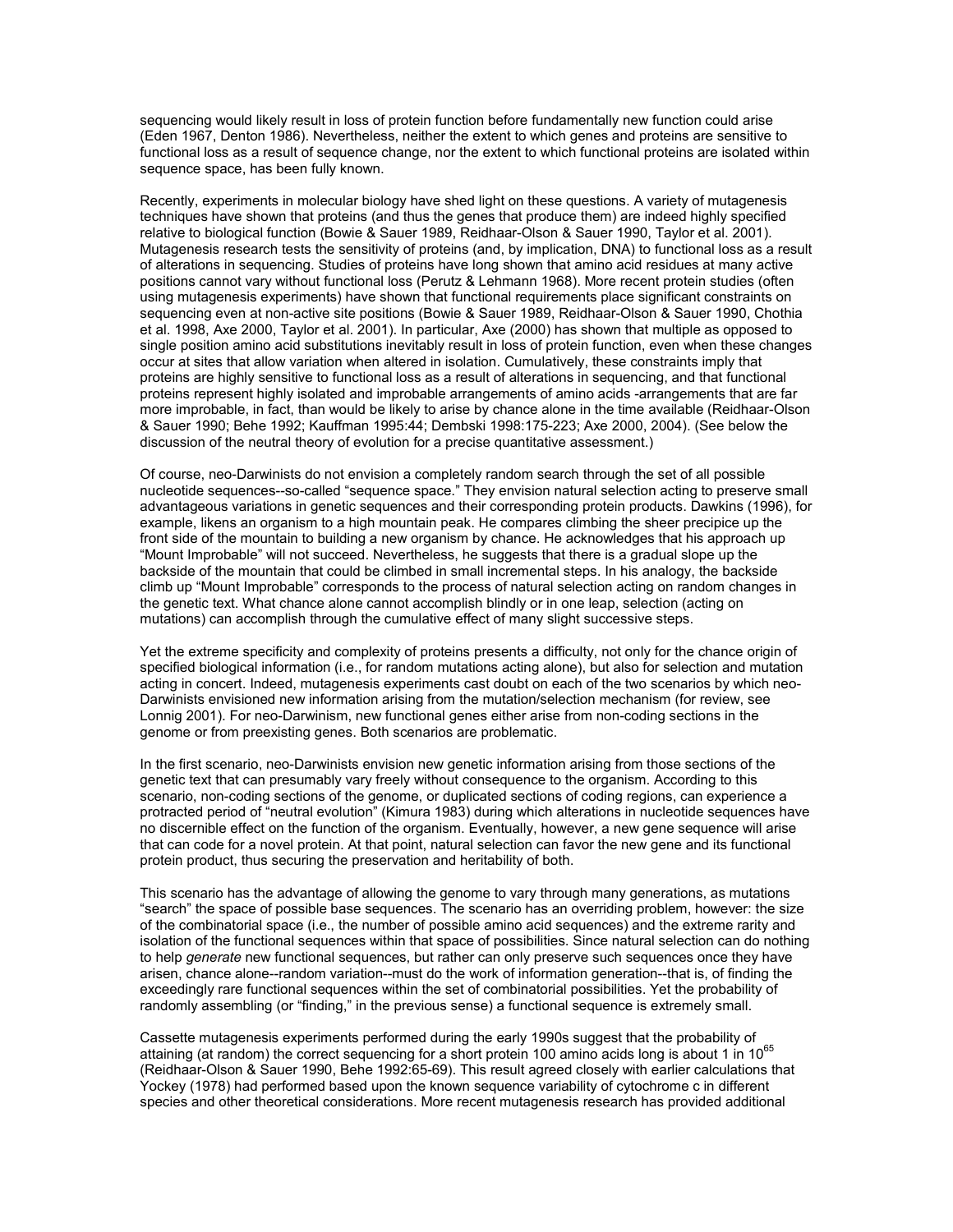sequencing would likely result in loss of protein function before fundamentally new function could arise (Eden 1967, Denton 1986). Nevertheless, neither the extent to which genes and proteins are sensitive to functional loss as a result of sequence change, nor the extent to which functional proteins are isolated within sequence space, has been fully known.

Recently, experiments in molecular biology have shed light on these questions. A variety of mutagenesis techniques have shown that proteins (and thus the genes that produce them) are indeed highly specified relative to biological function (Bowie & Sauer 1989, Reidhaar-Olson & Sauer 1990, Taylor et al. 2001). Mutagenesis research tests the sensitivity of proteins (and, by implication, DNA) to functional loss as a result of alterations in sequencing. Studies of proteins have long shown that amino acid residues at many active positions cannot vary without functional loss (Perutz & Lehmann 1968). More recent protein studies (often using mutagenesis experiments) have shown that functional requirements place significant constraints on sequencing even at non-active site positions (Bowie & Sauer 1989, Reidhaar-Olson & Sauer 1990, Chothia et al. 1998, Axe 2000, Taylor et al. 2001). In particular, Axe (2000) has shown that multiple as opposed to single position amino acid substitutions inevitably result in loss of protein function, even when these changes occur at sites that allow variation when altered in isolation. Cumulatively, these constraints imply that proteins are highly sensitive to functional loss as a result of alterations in sequencing, and that functional proteins represent highly isolated and improbable arrangements of amino acids -arrangements that are far more improbable, in fact, than would be likely to arise by chance alone in the time available (Reidhaar-Olson & Sauer 1990; Behe 1992; Kauffman 1995:44; Dembski 1998:175-223; Axe 2000, 2004). (See below the discussion of the neutral theory of evolution for a precise quantitative assessment.)

Of course, neo-Darwinists do not envision a completely random search through the set of all possible nucleotide sequences--so-called "sequence space." They envision natural selection acting to preserve small advantageous variations in genetic sequences and their corresponding protein products. Dawkins (1996), for example, likens an organism to a high mountain peak. He compares climbing the sheer precipice up the front side of the mountain to building a new organism by chance. He acknowledges that his approach up "Mount Improbable" will not succeed. Nevertheless, he suggests that there is a gradual slope up the backside of the mountain that could be climbed in small incremental steps. In his analogy, the backside climb up "Mount Improbable" corresponds to the process of natural selection acting on random changes in the genetic text. What chance alone cannot accomplish blindly or in one leap, selection (acting on mutations) can accomplish through the cumulative effect of many slight successive steps.

Yet the extreme specificity and complexity of proteins presents a difficulty, not only for the chance origin of specified biological information (i.e., for random mutations acting alone), but also for selection and mutation acting in concert. Indeed, mutagenesis experiments cast doubt on each of the two scenarios by which neo-Darwinists envisioned new information arising from the mutation/selection mechanism (for review, see Lonnig 2001). For neo-Darwinism, new functional genes either arise from non-coding sections in the genome or from preexisting genes. Both scenarios are problematic.

In the first scenario, neo-Darwinists envision new genetic information arising from those sections of the genetic text that can presumably vary freely without consequence to the organism. According to this scenario, non-coding sections of the genome, or duplicated sections of coding regions, can experience a protracted period of "neutral evolution" (Kimura 1983) during which alterations in nucleotide sequences have no discernible effect on the function of the organism. Eventually, however, a new gene sequence will arise that can code for a novel protein. At that point, natural selection can favor the new gene and its functional protein product, thus securing the preservation and heritability of both.

This scenario has the advantage of allowing the genome to vary through many generations, as mutations "search" the space of possible base sequences. The scenario has an overriding problem, however: the size of the combinatorial space (i.e., the number of possible amino acid sequences) and the extreme rarity and isolation of the functional sequences within that space of possibilities. Since natural selection can do nothing to help *generate* new functional sequences, but rather can only preserve such sequences once they have arisen, chance alone--random variation--must do the work of information generation--that is, of finding the exceedingly rare functional sequences within the set of combinatorial possibilities. Yet the probability of randomly assembling (or "finding," in the previous sense) a functional sequence is extremely small.

Cassette mutagenesis experiments performed during the early 1990s suggest that the probability of attaining (at random) the correct sequencing for a short protein 100 amino acids long is about 1 in $10^{65}$ (Reidhaar-Olson & Sauer 1990, Behe 1992:65-69). This result agreed closely with earlier calculations that Yockey (1978) had performed based upon the known sequence variability of cytochrome c in different species and other theoretical considerations. More recent mutagenesis research has provided additional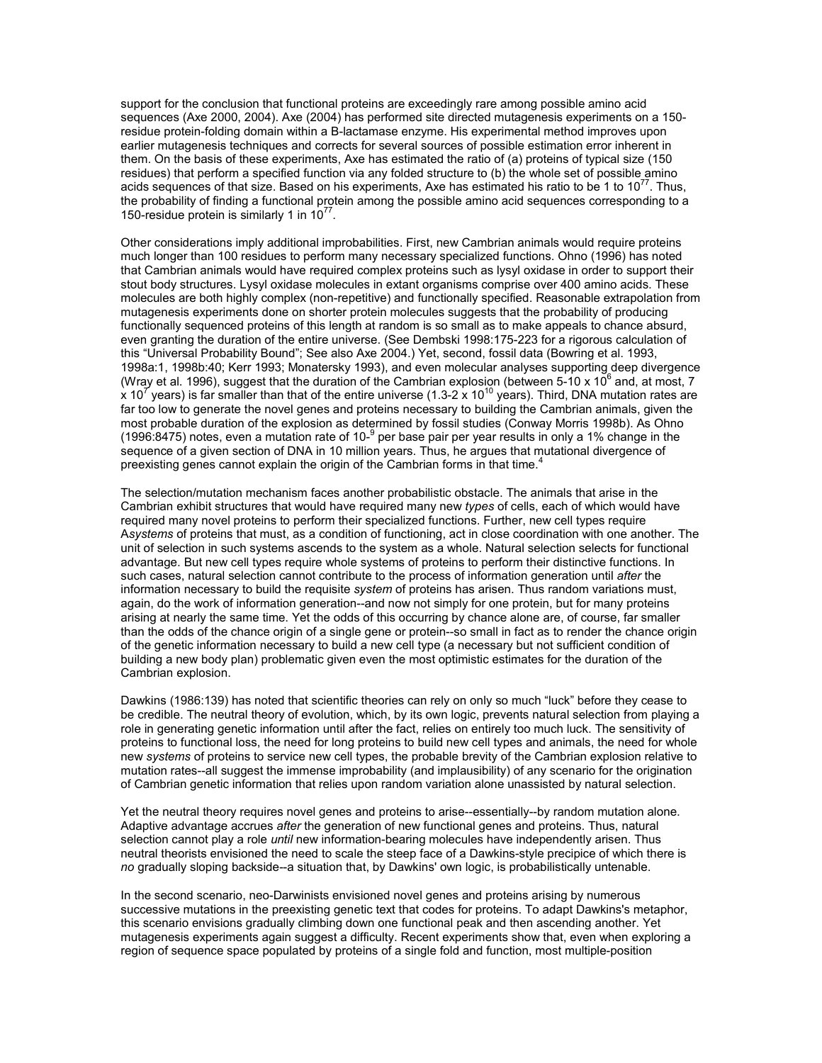support for the conclusion that functional proteins are exceedingly rare among possible amino acid sequences (Axe 2000, 2004). Axe (2004) has performed site directed mutagenesis experiments on a 150-residue protein-folding domain within a B-lactamase enzyme. His experimental method improves upon earlier mutagenesis techniques and corrects for several sources of possible estimation error inherent in them. On the basis of these experiments, Axe has estimated the ratio of (a) proteins of typical size (150 residues) that perform a specified function via any folded structure to (b) the whole set of possible amino acids sequences of that size. Based on his experiments, Axe has estimated his ratio to be 1 to $10^{77}$. Thus, the probability of finding a functional protein among the possible amino acid sequences corresponding to a 150-residue protein is similarly 1 in $10^{77}$.

Other considerations imply additional improbabilities. First, new Cambrian animals would require proteins much longer than 100 residues to perform many necessary specialized functions. Ohno (1996) has noted that Cambrian animals would have required complex proteins such as lysyl oxidase in order to support their stout body structures. Lysyl oxidase molecules in extant organisms comprise over 400 amino acids. These molecules are both highly complex (non-repetitive) and functionally specified. Reasonable extrapolation from mutagenesis experiments done on shorter protein molecules suggests that the probability of producing functionally sequenced proteins of this length at random is so small as to make appeals to chance absurd, even granting the duration of the entire universe. (See Dembski 1998:175-223 for a rigorous calculation of this "Universal Probability Bound"; See also Axe 2004.) Yet, second, fossil data (Bowring et al. 1993, 1998a:1, 1998b:40; Kerr 1993; Monatersky 1993), and even molecular analyses supporting deep divergence (Wray et al. 1996), suggest that the duration of the Cambrian explosion (between 5-10 x $10^6$ and, at most, 7 x $10^7$ years) is far smaller than that of the entire universe (1.3-2 x $10^{10}$ years). Third, DNA mutation rates are far too low to generate the novel genes and proteins necessary to building the Cambrian animals, given the most probable duration of the explosion as determined by fossil studies (Conway Morris 1998b). As Ohno (1996:8475) notes, even a mutation rate of $10^{-9}$ per base pair per year results in only a 1% change in the sequence of a given section of DNA in 10 million years. Thus, he argues that mutational divergence of preexisting genes cannot explain the origin of the Cambrian forms in that time.[4]

The selection/mutation mechanism faces another probabilistic obstacle. The animals that arise in the Cambrian exhibit structures that would have required many new *types* of cells, each of which would have required many novel proteins to perform their specialized functions. Further, new cell types require A*systems* of proteins that must, as a condition of functioning, act in close coordination with one another. The unit of selection in such systems ascends to the system as a whole. Natural selection selects for functional advantage. But new cell types require whole systems of proteins to perform their distinctive functions. In such cases, natural selection cannot contribute to the process of information generation until *after* the information necessary to build the requisite *system* of proteins has arisen. Thus random variations must, again, do the work of information generation--and now not simply for one protein, but for many proteins arising at nearly the same time. Yet the odds of this occurring by chance alone are, of course, far smaller than the odds of the chance origin of a single gene or protein--so small in fact as to render the chance origin of the genetic information necessary to build a new cell type (a necessary but not sufficient condition of building a new body plan) problematic given even the most optimistic estimates for the duration of the Cambrian explosion.

Dawkins (1986:139) has noted that scientific theories can rely on only so much "luck" before they cease to be credible. The neutral theory of evolution, which, by its own logic, prevents natural selection from playing a role in generating genetic information until after the fact, relies on entirely too much luck. The sensitivity of proteins to functional loss, the need for long proteins to build new cell types and animals, the need for whole new *systems* of proteins to service new cell types, the probable brevity of the Cambrian explosion relative to mutation rates--all suggest the immense improbability (and implausibility) of any scenario for the origination of Cambrian genetic information that relies upon random variation alone unassisted by natural selection.

Yet the neutral theory requires novel genes and proteins to arise--essentially--by random mutation alone. Adaptive advantage accrues *after* the generation of new functional genes and proteins. Thus, natural selection cannot play a role *until* new information-bearing molecules have independently arisen. Thus neutral theorists envisioned the need to scale the steep face of a Dawkins-style precipice of which there is *no* gradually sloping backside--a situation that, by Dawkins' own logic, is probabilistically untenable.

In the second scenario, neo-Darwinists envisioned novel genes and proteins arising by numerous successive mutations in the preexisting genetic text that codes for proteins. To adapt Dawkins's metaphor, this scenario envisions gradually climbing down one functional peak and then ascending another. Yet mutagenesis experiments again suggest a difficulty. Recent experiments show that, even when exploring a region of sequence space populated by proteins of a single fold and function, most multiple-position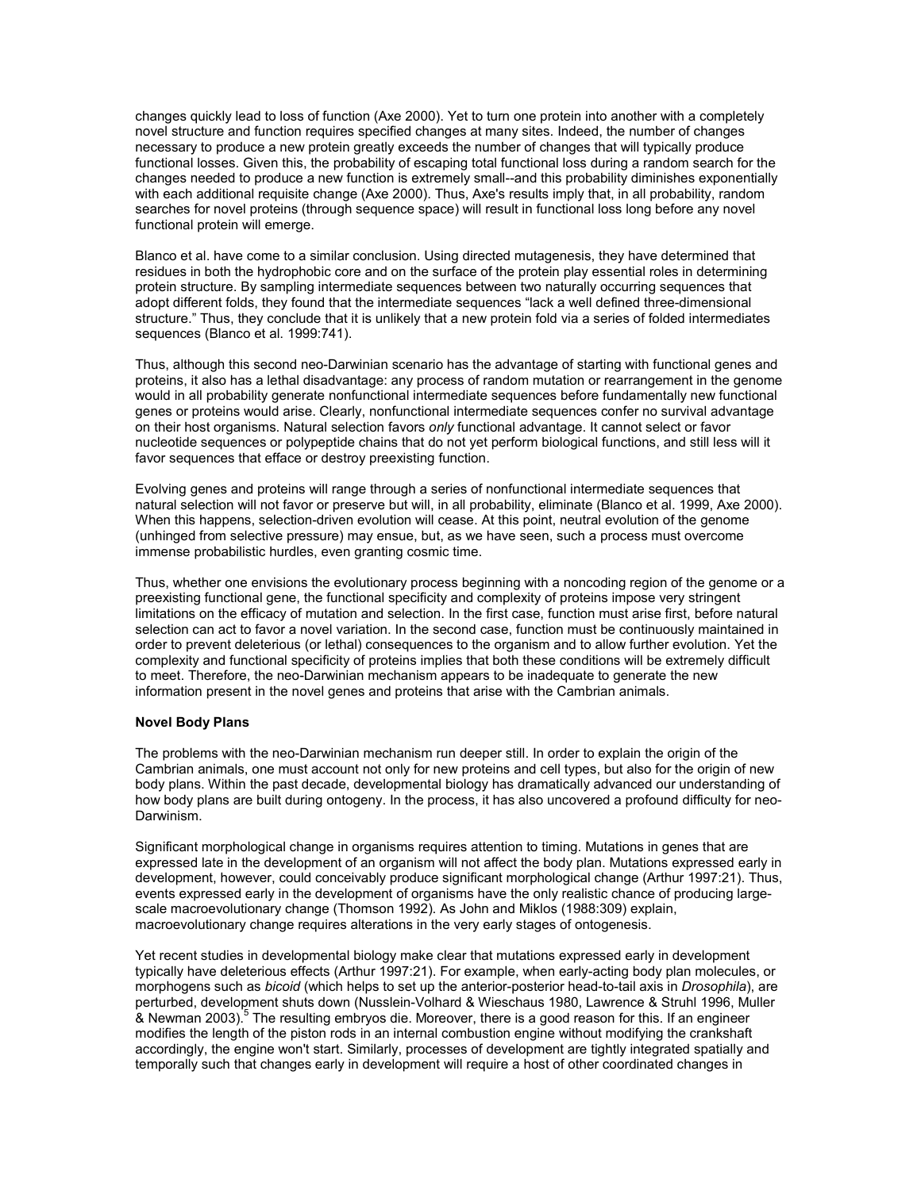changes quickly lead to loss of function (Axe 2000). Yet to turn one protein into another with a completely novel structure and function requires specified changes at many sites. Indeed, the number of changes necessary to produce a new protein greatly exceeds the number of changes that will typically produce functional losses. Given this, the probability of escaping total functional loss during a random search for the changes needed to produce a new function is extremely small--and this probability diminishes exponentially with each additional requisite change (Axe 2000). Thus, Axe's results imply that, in all probability, random searches for novel proteins (through sequence space) will result in functional loss long before any novel functional protein will emerge.

Blanco et al. have come to a similar conclusion. Using directed mutagenesis, they have determined that residues in both the hydrophobic core and on the surface of the protein play essential roles in determining protein structure. By sampling intermediate sequences between two naturally occurring sequences that adopt different folds, they found that the intermediate sequences "lack a well defined three-dimensional structure." Thus, they conclude that it is unlikely that a new protein fold via a series of folded intermediates sequences (Blanco et al. 1999:741).

Thus, although this second neo-Darwinian scenario has the advantage of starting with functional genes and proteins, it also has a lethal disadvantage: any process of random mutation or rearrangement in the genome would in all probability generate nonfunctional intermediate sequences before fundamentally new functional genes or proteins would arise. Clearly, nonfunctional intermediate sequences confer no survival advantage on their host organisms. Natural selection favors *only* functional advantage. It cannot select or favor nucleotide sequences or polypeptide chains that do not yet perform biological functions, and still less will it favor sequences that efface or destroy preexisting function.

Evolving genes and proteins will range through a series of nonfunctional intermediate sequences that natural selection will not favor or preserve but will, in all probability, eliminate (Blanco et al. 1999, Axe 2000). When this happens, selection-driven evolution will cease. At this point, neutral evolution of the genome (unhinged from selective pressure) may ensue, but, as we have seen, such a process must overcome immense probabilistic hurdles, even granting cosmic time.

Thus, whether one envisions the evolutionary process beginning with a noncoding region of the genome or a preexisting functional gene, the functional specificity and complexity of proteins impose very stringent limitations on the efficacy of mutation and selection. In the first case, function must arise first, before natural selection can act to favor a novel variation. In the second case, function must be continuously maintained in order to prevent deleterious (or lethal) consequences to the organism and to allow further evolution. Yet the complexity and functional specificity of proteins implies that both these conditions will be extremely difficult to meet. Therefore, the neo-Darwinian mechanism appears to be inadequate to generate the new information present in the novel genes and proteins that arise with the Cambrian animals.

**Novel Body Plans**

The problems with the neo-Darwinian mechanism run deeper still. In order to explain the origin of the Cambrian animals, one must account not only for new proteins and cell types, but also for the origin of new body plans. Within the past decade, developmental biology has dramatically advanced our understanding of how body plans are built during ontogeny. In the process, it has also uncovered a profound difficulty for neo-Darwinism.

Significant morphological change in organisms requires attention to timing. Mutations in genes that are expressed late in the development of an organism will not affect the body plan. Mutations expressed early in development, however, could conceivably produce significant morphological change (Arthur 1997:21). Thus, events expressed early in the development of organisms have the only realistic chance of producing large-scale macroevolutionary change (Thomson 1992). As John and Miklos (1988:309) explain, macroevolutionary change requires alterations in the very early stages of ontogenesis.

Yet recent studies in developmental biology make clear that mutations expressed early in development typically have deleterious effects (Arthur 1997:21). For example, when early-acting body plan molecules, or morphogens such as *bicoid* (which helps to set up the anterior-posterior head-to-tail axis in *Drosophila*), are perturbed, development shuts down (Nusslein-Volhard & Wieschaus 1980, Lawrence & Struhl 1996, Muller & Newman 2003).[5] The resulting embryos die. Moreover, there is a good reason for this. If an engineer modifies the length of the piston rods in an internal combustion engine without modifying the crankshaft accordingly, the engine won't start. Similarly, processes of development are tightly integrated spatially and temporally such that changes early in development will require a host of other coordinated changes in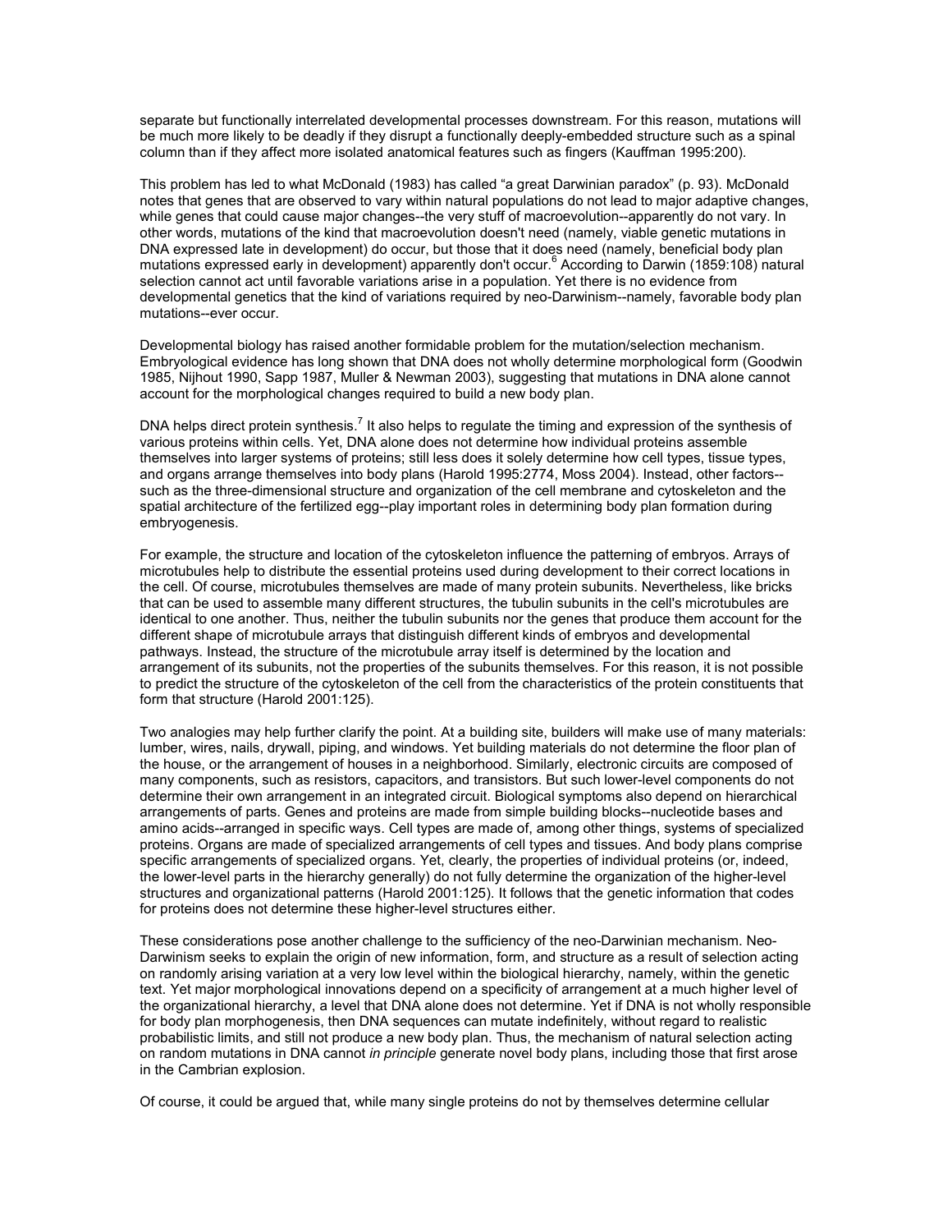separate but functionally interrelated developmental processes downstream. For this reason, mutations will be much more likely to be deadly if they disrupt a functionally deeply-embedded structure such as a spinal column than if they affect more isolated anatomical features such as fingers (Kauffman 1995:200).

This problem has led to what McDonald (1983) has called "a great Darwinian paradox" (p. 93). McDonald notes that genes that are observed to vary within natural populations do not lead to major adaptive changes, while genes that could cause major changes--the very stuff of macroevolution--apparently do not vary. In other words, mutations of the kind that macroevolution doesn't need (namely, viable genetic mutations in DNA expressed late in development) do occur, but those that it does need (namely, beneficial body plan mutations expressed early in development) apparently don't occur.[6] According to Darwin (1859:108) natural selection cannot act until favorable variations arise in a population. Yet there is no evidence from developmental genetics that the kind of variations required by neo-Darwinism--namely, favorable body plan mutations--ever occur.

Developmental biology has raised another formidable problem for the mutation/selection mechanism. Embryological evidence has long shown that DNA does not wholly determine morphological form (Goodwin 1985, Nijhout 1990, Sapp 1987, Muller & Newman 2003), suggesting that mutations in DNA alone cannot account for the morphological changes required to build a new body plan.

DNA helps direct protein synthesis.[7] It also helps to regulate the timing and expression of the synthesis of various proteins within cells. Yet, DNA alone does not determine how individual proteins assemble themselves into larger systems of proteins; still less does it solely determine how cell types, tissue types, and organs arrange themselves into body plans (Harold 1995:2774, Moss 2004). Instead, other factors--such as the three-dimensional structure and organization of the cell membrane and cytoskeleton and the spatial architecture of the fertilized egg--play important roles in determining body plan formation during embryogenesis.

For example, the structure and location of the cytoskeleton influence the patterning of embryos. Arrays of microtubules help to distribute the essential proteins used during development to their correct locations in the cell. Of course, microtubules themselves are made of many protein subunits. Nevertheless, like bricks that can be used to assemble many different structures, the tubulin subunits in the cell's microtubules are identical to one another. Thus, neither the tubulin subunits nor the genes that produce them account for the different shape of microtubule arrays that distinguish different kinds of embryos and developmental pathways. Instead, the structure of the microtubule array itself is determined by the location and arrangement of its subunits, not the properties of the subunits themselves. For this reason, it is not possible to predict the structure of the cytoskeleton of the cell from the characteristics of the protein constituents that form that structure (Harold 2001:125).

Two analogies may help further clarify the point. At a building site, builders will make use of many materials: lumber, wires, nails, drywall, piping, and windows. Yet building materials do not determine the floor plan of the house, or the arrangement of houses in a neighborhood. Similarly, electronic circuits are composed of many components, such as resistors, capacitors, and transistors. But such lower-level components do not determine their own arrangement in an integrated circuit. Biological symptoms also depend on hierarchical arrangements of parts. Genes and proteins are made from simple building blocks--nucleotide bases and amino acids--arranged in specific ways. Cell types are made of, among other things, systems of specialized proteins. Organs are made of specialized arrangements of cell types and tissues. And body plans comprise specific arrangements of specialized organs. Yet, clearly, the properties of individual proteins (or, indeed, the lower-level parts in the hierarchy generally) do not fully determine the organization of the higher-level structures and organizational patterns (Harold 2001:125). It follows that the genetic information that codes for proteins does not determine these higher-level structures either.

These considerations pose another challenge to the sufficiency of the neo-Darwinian mechanism. Neo-Darwinism seeks to explain the origin of new information, form, and structure as a result of selection acting on randomly arising variation at a very low level within the biological hierarchy, namely, within the genetic text. Yet major morphological innovations depend on a specificity of arrangement at a much higher level of the organizational hierarchy, a level that DNA alone does not determine. Yet if DNA is not wholly responsible for body plan morphogenesis, then DNA sequences can mutate indefinitely, without regard to realistic probabilistic limits, and still not produce a new body plan. Thus, the mechanism of natural selection acting on random mutations in DNA cannot *in principle* generate novel body plans, including those that first arose in the Cambrian explosion.

Of course, it could be argued that, while many single proteins do not by themselves determine cellular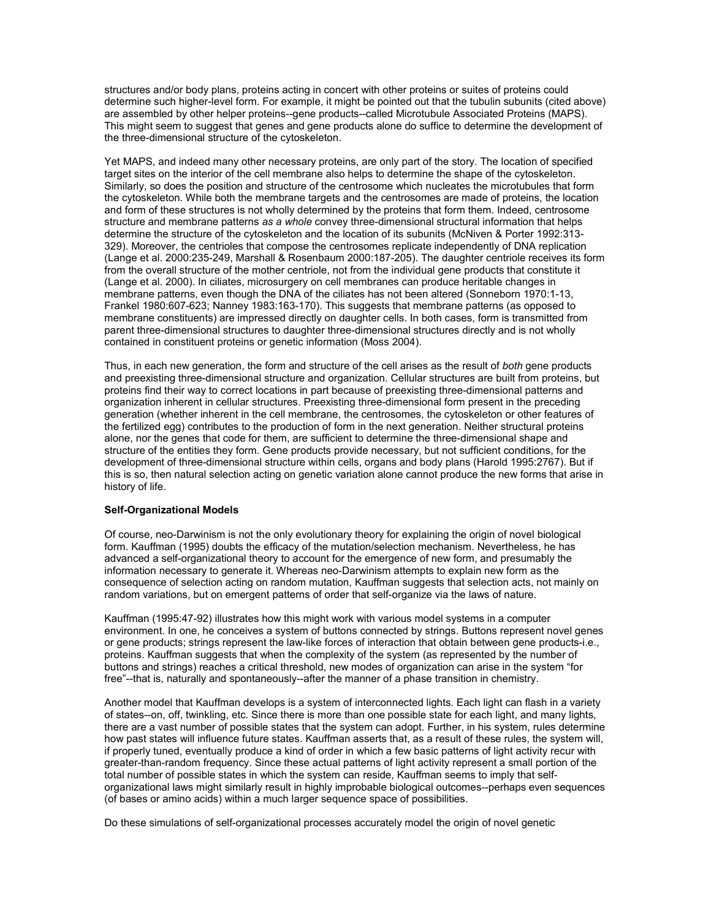structures and/or body plans, proteins acting in concert with other proteins or suites of proteins could determine such higher-level form. For example, it might be pointed out that the tubulin subunits (cited above) are assembled by other helper proteins--gene products--called Microtubule Associated Proteins (MAPS). This might seem to suggest that genes and gene products alone do suffice to determine the development of the three-dimensional structure of the cytoskeleton.

Yet MAPS, and indeed many other necessary proteins, are only part of the story. The location of specified target sites on the interior of the cell membrane also helps to determine the shape of the cytoskeleton. Similarly, so does the position and structure of the centrosome which nucleates the microtubules that form the cytoskeleton. While both the membrane targets and the centrosomes are made of proteins, the location and form of these structures is not wholly determined by the proteins that form them. Indeed, centrosome structure and membrane patterns *as a whole* convey three-dimensional structural information that helps determine the structure of the cytoskeleton and the location of its subunits (McNiven & Porter 1992:313-329). Moreover, the centrioles that compose the centrosomes replicate independently of DNA replication (Lange et al. 2000:235-249, Marshall & Rosenbaum 2000:187-205). The daughter centriole receives its form from the overall structure of the mother centriole, not from the individual gene products that constitute it (Lange et al. 2000). In ciliates, microsurgery on cell membranes can produce heritable changes in membrane patterns, even though the DNA of the ciliates has not been altered (Sonneborn 1970:1-13, Frankel 1980:607-623; Nanney 1983:163-170). This suggests that membrane patterns (as opposed to membrane constituents) are impressed directly on daughter cells. In both cases, form is transmitted from parent three-dimensional structures to daughter three-dimensional structures directly and is not wholly contained in constituent proteins or genetic information (Moss 2004).

Thus, in each new generation, the form and structure of the cell arises as the result of *both* gene products and preexisting three-dimensional structure and organization. Cellular structures are built from proteins, but proteins find their way to correct locations in part because of preexisting three-dimensional patterns and organization inherent in cellular structures. Preexisting three-dimensional form present in the preceding generation (whether inherent in the cell membrane, the centrosomes, the cytoskeleton or other features of the fertilized egg) contributes to the production of form in the next generation. Neither structural proteins alone, nor the genes that code for them, are sufficient to determine the three-dimensional shape and structure of the entities they form. Gene products provide necessary, but not sufficient conditions, for the development of three-dimensional structure within cells, organs and body plans (Harold 1995:2767). But if this is so, then natural selection acting on genetic variation alone cannot produce the new forms that arise in history of life.

**Self-Organizational Models**

Of course, neo-Darwinism is not the only evolutionary theory for explaining the origin of novel biological form. Kauffman (1995) doubts the efficacy of the mutation/selection mechanism. Nevertheless, he has advanced a self-organizational theory to account for the emergence of new form, and presumably the information necessary to generate it. Whereas neo-Darwinism attempts to explain new form as the consequence of selection acting on random mutation, Kauffman suggests that selection acts, not mainly on random variations, but on emergent patterns of order that self-organize via the laws of nature.

Kauffman (1995:47-92) illustrates how this might work with various model systems in a computer environment. In one, he conceives a system of buttons connected by strings. Buttons represent novel genes or gene products; strings represent the law-like forces of interaction that obtain between gene products-i.e., proteins. Kauffman suggests that when the complexity of the system (as represented by the number of buttons and strings) reaches a critical threshold, new modes of organization can arise in the system "for free"--that is, naturally and spontaneously--after the manner of a phase transition in chemistry.

Another model that Kauffman develops is a system of interconnected lights. Each light can flash in a variety of states--on, off, twinkling, etc. Since there is more than one possible state for each light, and many lights, there are a vast number of possible states that the system can adopt. Further, in his system, rules determine how past states will influence future states. Kauffman asserts that, as a result of these rules, the system will, if properly tuned, eventually produce a kind of order in which a few basic patterns of light activity recur with greater-than-random frequency. Since these actual patterns of light activity represent a small portion of the total number of possible states in which the system can reside, Kauffman seems to imply that self-organizational laws might similarly result in highly improbable biological outcomes--perhaps even sequences (of bases or amino acids) within a much larger sequence space of possibilities.

Do these simulations of self-organizational processes accurately model the origin of novel genetic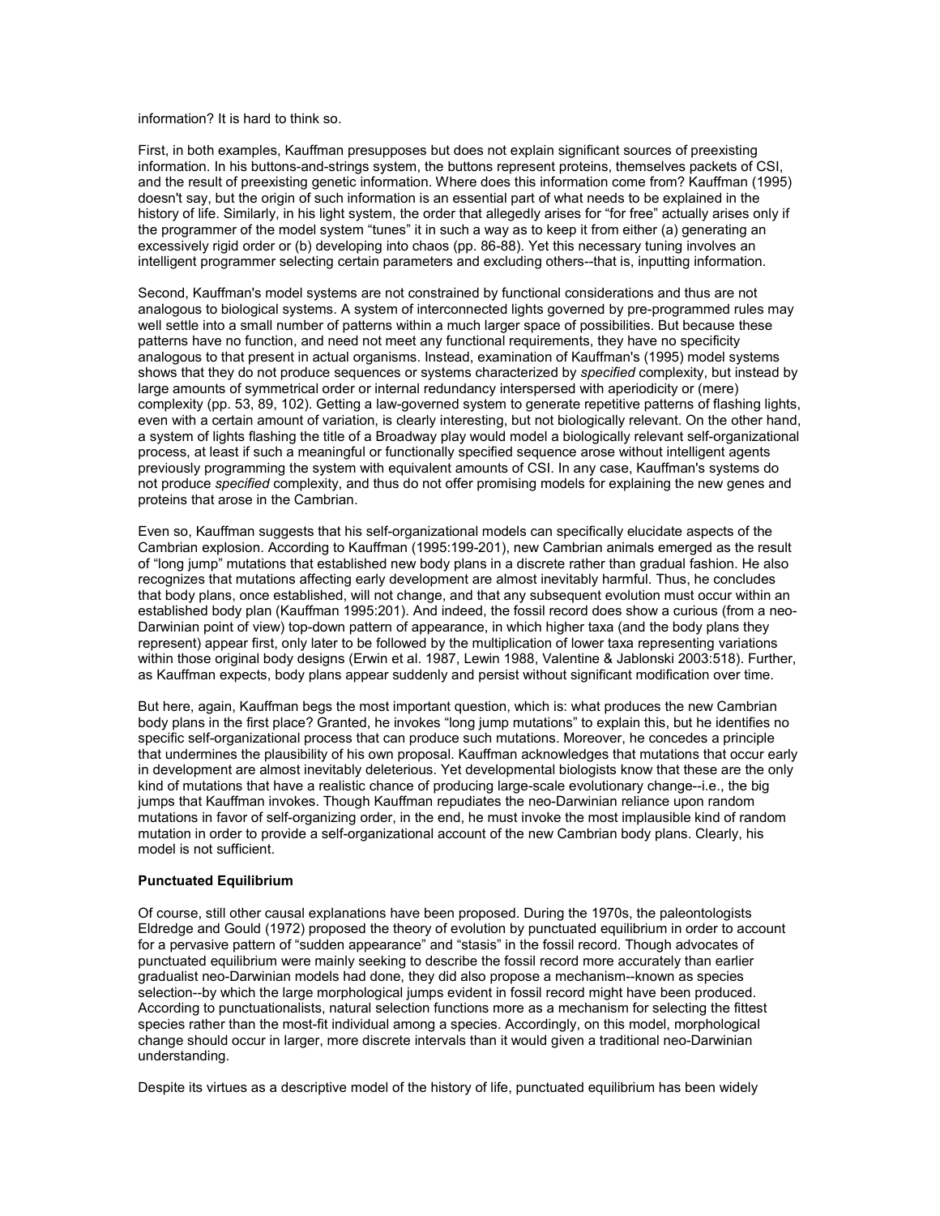information? It is hard to think so.

First, in both examples, Kauffman presupposes but does not explain significant sources of preexisting information. In his buttons-and-strings system, the buttons represent proteins, themselves packets of CSI, and the result of preexisting genetic information. Where does this information come from? Kauffman (1995) doesn't say, but the origin of such information is an essential part of what needs to be explained in the history of life. Similarly, in his light system, the order that allegedly arises for "for free" actually arises only if the programmer of the model system "tunes" it in such a way as to keep it from either (a) generating an excessively rigid order or (b) developing into chaos (pp. 86-88). Yet this necessary tuning involves an intelligent programmer selecting certain parameters and excluding others--that is, inputting information.

Second, Kauffman's model systems are not constrained by functional considerations and thus are not analogous to biological systems. A system of interconnected lights governed by pre-programmed rules may well settle into a small number of patterns within a much larger space of possibilities. But because these patterns have no function, and need not meet any functional requirements, they have no specificity analogous to that present in actual organisms. Instead, examination of Kauffman's (1995) model systems shows that they do not produce sequences or systems characterized by *specified* complexity, but instead by large amounts of symmetrical order or internal redundancy interspersed with aperiodicity or (mere) complexity (pp. 53, 89, 102). Getting a law-governed system to generate repetitive patterns of flashing lights, even with a certain amount of variation, is clearly interesting, but not biologically relevant. On the other hand, a system of lights flashing the title of a Broadway play would model a biologically relevant self-organizational process, at least if such a meaningful or functionally specified sequence arose without intelligent agents previously programming the system with equivalent amounts of CSI. In any case, Kauffman's systems do not produce *specified* complexity, and thus do not offer promising models for explaining the new genes and proteins that arose in the Cambrian.

Even so, Kauffman suggests that his self-organizational models can specifically elucidate aspects of the Cambrian explosion. According to Kauffman (1995:199-201), new Cambrian animals emerged as the result of "long jump" mutations that established new body plans in a discrete rather than gradual fashion. He also recognizes that mutations affecting early development are almost inevitably harmful. Thus, he concludes that body plans, once established, will not change, and that any subsequent evolution must occur within an established body plan (Kauffman 1995:201). And indeed, the fossil record does show a curious (from a neo-Darwinian point of view) top-down pattern of appearance, in which higher taxa (and the body plans they represent) appear first, only later to be followed by the multiplication of lower taxa representing variations within those original body designs (Erwin et al. 1987, Lewin 1988, Valentine & Jablonski 2003:518). Further, as Kauffman expects, body plans appear suddenly and persist without significant modification over time.

But here, again, Kauffman begs the most important question, which is: what produces the new Cambrian body plans in the first place? Granted, he invokes "long jump mutations" to explain this, but he identifies no specific self-organizational process that can produce such mutations. Moreover, he concedes a principle that undermines the plausibility of his own proposal. Kauffman acknowledges that mutations that occur early in development are almost inevitably deleterious. Yet developmental biologists know that these are the only kind of mutations that have a realistic chance of producing large-scale evolutionary change--i.e., the big jumps that Kauffman invokes. Though Kauffman repudiates the neo-Darwinian reliance upon random mutations in favor of self-organizing order, in the end, he must invoke the most implausible kind of random mutation in order to provide a self-organizational account of the new Cambrian body plans. Clearly, his model is not sufficient.

**Punctuated Equilibrium**

Of course, still other causal explanations have been proposed. During the 1970s, the paleontologists Eldredge and Gould (1972) proposed the theory of evolution by punctuated equilibrium in order to account for a pervasive pattern of "sudden appearance" and "stasis" in the fossil record. Though advocates of punctuated equilibrium were mainly seeking to describe the fossil record more accurately than earlier gradualist neo-Darwinian models had done, they did also propose a mechanism--known as species selection--by which the large morphological jumps evident in fossil record might have been produced. According to punctuationalists, natural selection functions more as a mechanism for selecting the fittest species rather than the most-fit individual among a species. Accordingly, on this model, morphological change should occur in larger, more discrete intervals than it would given a traditional neo-Darwinian understanding.

Despite its virtues as a descriptive model of the history of life, punctuated equilibrium has been widely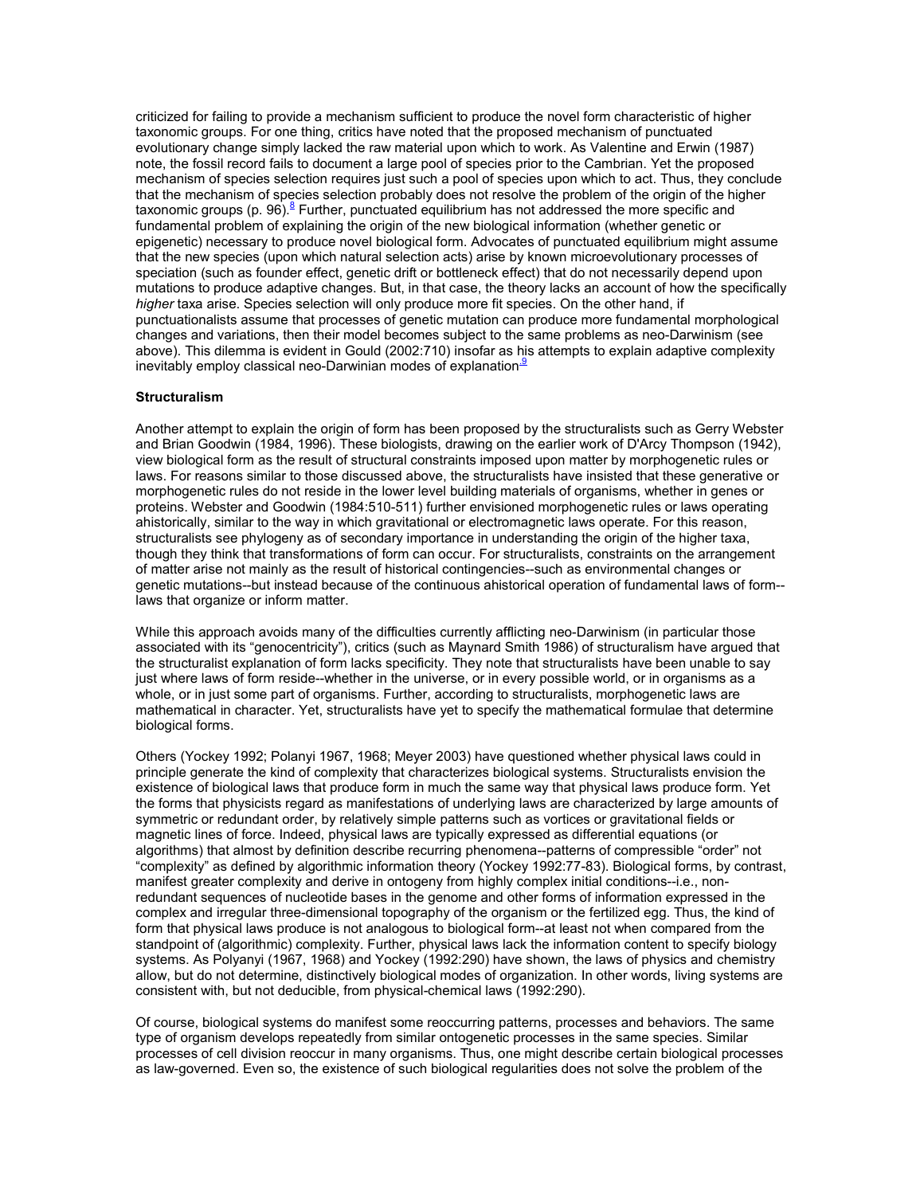criticized for failing to provide a mechanism sufficient to produce the novel form characteristic of higher taxonomic groups. For one thing, critics have noted that the proposed mechanism of punctuated evolutionary change simply lacked the raw material upon which to work. As Valentine and Erwin (1987) note, the fossil record fails to document a large pool of species prior to the Cambrian. Yet the proposed mechanism of species selection requires just such a pool of species upon which to act. Thus, they conclude that the mechanism of species selection probably does not resolve the problem of the origin of the higher taxonomic groups (p. 96).[8] Further, punctuated equilibrium has not addressed the more specific and fundamental problem of explaining the origin of the new biological information (whether genetic or epigenetic) necessary to produce novel biological form. Advocates of punctuated equilibrium might assume that the new species (upon which natural selection acts) arise by known microevolutionary processes of speciation (such as founder effect, genetic drift or bottleneck effect) that do not necessarily depend upon mutations to produce adaptive changes. But, in that case, the theory lacks an account of how the specifically *higher* taxa arise. Species selection will only produce more fit species. On the other hand, if punctuationalists assume that processes of genetic mutation can produce more fundamental morphological changes and variations, then their model becomes subject to the same problems as neo-Darwinism (see above). This dilemma is evident in Gould (2002:710) insofar as his attempts to explain adaptive complexity inevitably employ classical neo-Darwinian modes of explanation.[9]

**Structuralism**

Another attempt to explain the origin of form has been proposed by the structuralists such as Gerry Webster and Brian Goodwin (1984, 1996). These biologists, drawing on the earlier work of D'Arcy Thompson (1942), view biological form as the result of structural constraints imposed upon matter by morphogenetic rules or laws. For reasons similar to those discussed above, the structuralists have insisted that these generative or morphogenetic rules do not reside in the lower level building materials of organisms, whether in genes or proteins. Webster and Goodwin (1984:510-511) further envisioned morphogenetic rules or laws operating ahistorically, similar to the way in which gravitational or electromagnetic laws operate. For this reason, structuralists see phylogeny as of secondary importance in understanding the origin of the higher taxa, though they think that transformations of form can occur. For structuralists, constraints on the arrangement of matter arise not mainly as the result of historical contingencies--such as environmental changes or genetic mutations--but instead because of the continuous ahistorical operation of fundamental laws of form--laws that organize or inform matter.

While this approach avoids many of the difficulties currently afflicting neo-Darwinism (in particular those associated with its "genocentricity"), critics (such as Maynard Smith 1986) of structuralism have argued that the structuralist explanation of form lacks specificity. They note that structuralists have been unable to say just where laws of form reside--whether in the universe, or in every possible world, or in organisms as a whole, or in just some part of organisms. Further, according to structuralists, morphogenetic laws are mathematical in character. Yet, structuralists have yet to specify the mathematical formulae that determine biological forms.

Others (Yockey 1992; Polanyi 1967, 1968; Meyer 2003) have questioned whether physical laws could in principle generate the kind of complexity that characterizes biological systems. Structuralists envision the existence of biological laws that produce form in much the same way that physical laws produce form. Yet the forms that physicists regard as manifestations of underlying laws are characterized by large amounts of symmetric or redundant order, by relatively simple patterns such as vortices or gravitational fields or magnetic lines of force. Indeed, physical laws are typically expressed as differential equations (or algorithms) that almost by definition describe recurring phenomena--patterns of compressible "order" not "complexity" as defined by algorithmic information theory (Yockey 1992:77-83). Biological forms, by contrast, manifest greater complexity and derive in ontogeny from highly complex initial conditions--i.e., non-redundant sequences of nucleotide bases in the genome and other forms of information expressed in the complex and irregular three-dimensional topography of the organism or the fertilized egg. Thus, the kind of form that physical laws produce is not analogous to biological form--at least not when compared from the standpoint of (algorithmic) complexity. Further, physical laws lack the information content to specify biology systems. As Polyanyi (1967, 1968) and Yockey (1992:290) have shown, the laws of physics and chemistry allow, but do not determine, distinctively biological modes of organization. In other words, living systems are consistent with, but not deducible, from physical-chemical laws (1992:290).

Of course, biological systems do manifest some reoccurring patterns, processes and behaviors. The same type of organism develops repeatedly from similar ontogenetic processes in the same species. Similar processes of cell division reoccur in many organisms. Thus, one might describe certain biological processes as law-governed. Even so, the existence of such biological regularities does not solve the problem of the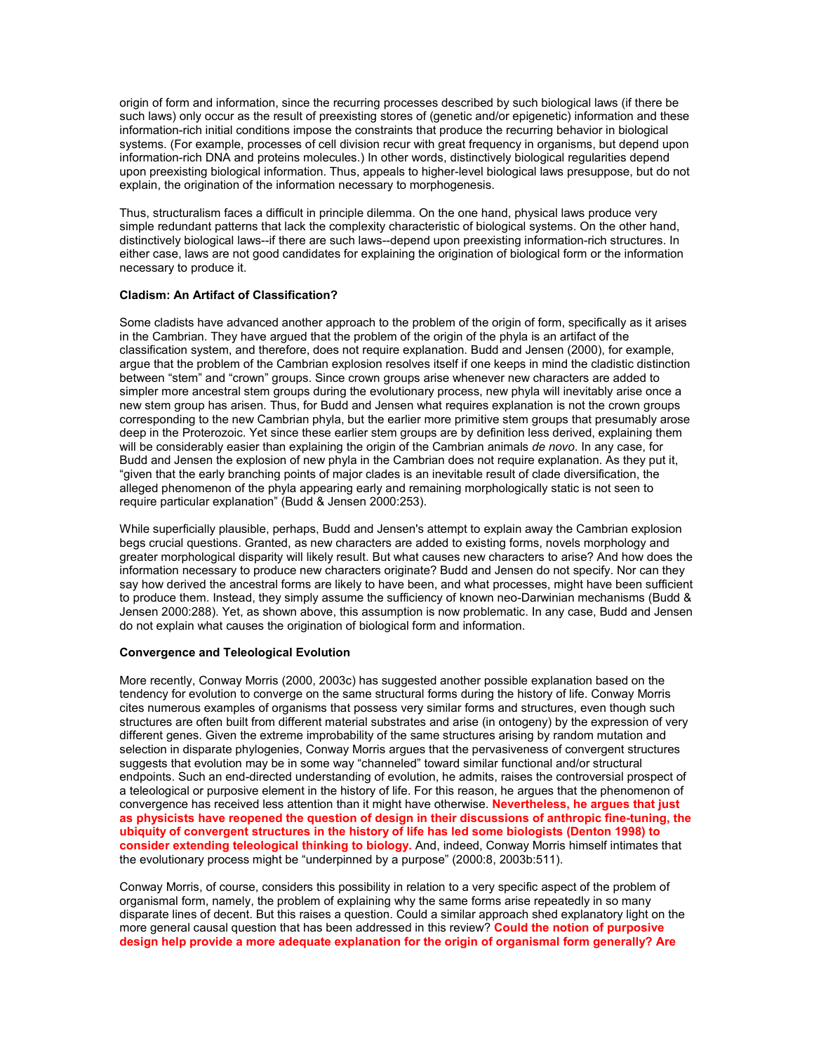origin of form and information, since the recurring processes described by such biological laws (if there be such laws) only occur as the result of preexisting stores of (genetic and/or epigenetic) information and these information-rich initial conditions impose the constraints that produce the recurring behavior in biological systems. (For example, processes of cell division recur with great frequency in organisms, but depend upon information-rich DNA and proteins molecules.) In other words, distinctively biological regularities depend upon preexisting biological information. Thus, appeals to higher-level biological laws presuppose, but do not explain, the origination of the information necessary to morphogenesis.

Thus, structuralism faces a difficult in principle dilemma. On the one hand, physical laws produce very simple redundant patterns that lack the complexity characteristic of biological systems. On the other hand, distinctively biological laws--if there are such laws--depend upon preexisting information-rich structures. In either case, laws are not good candidates for explaining the origination of biological form or the information necessary to produce it.

**Cladism: An Artifact of Classification?**

Some cladists have advanced another approach to the problem of the origin of form, specifically as it arises in the Cambrian. They have argued that the problem of the origin of the phyla is an artifact of the classification system, and therefore, does not require explanation. Budd and Jensen (2000), for example, argue that the problem of the Cambrian explosion resolves itself if one keeps in mind the cladistic distinction between "stem" and "crown" groups. Since crown groups arise whenever new characters are added to simpler more ancestral stem groups during the evolutionary process, new phyla will inevitably arise once a new stem group has arisen. Thus, for Budd and Jensen what requires explanation is not the crown groups corresponding to the new Cambrian phyla, but the earlier more primitive stem groups that presumably arose deep in the Proterozoic. Yet since these earlier stem groups are by definition less derived, explaining them will be considerably easier than explaining the origin of the Cambrian animals *de novo*. In any case, for Budd and Jensen the explosion of new phyla in the Cambrian does not require explanation. As they put it, "given that the early branching points of major clades is an inevitable result of clade diversification, the alleged phenomenon of the phyla appearing early and remaining morphologically static is not seen to require particular explanation" (Budd & Jensen 2000:253).

While superficially plausible, perhaps, Budd and Jensen's attempt to explain away the Cambrian explosion begs crucial questions. Granted, as new characters are added to existing forms, novels morphology and greater morphological disparity will likely result. But what causes new characters to arise? And how does the information necessary to produce new characters originate? Budd and Jensen do not specify. Nor can they say how derived the ancestral forms are likely to have been, and what processes, might have been sufficient to produce them. Instead, they simply assume the sufficiency of known neo-Darwinian mechanisms (Budd & Jensen 2000:288). Yet, as shown above, this assumption is now problematic. In any case, Budd and Jensen do not explain what causes the origination of biological form and information.

**Convergence and Teleological Evolution**

More recently, Conway Morris (2000, 2003c) has suggested another possible explanation based on the tendency for evolution to converge on the same structural forms during the history of life. Conway Morris cites numerous examples of organisms that possess very similar forms and structures, even though such structures are often built from different material substrates and arise (in ontogeny) by the expression of very different genes. Given the extreme improbability of the same structures arising by random mutation and selection in disparate phylogenies, Conway Morris argues that the pervasiveness of convergent structures suggests that evolution may be in some way "channeled" toward similar functional and/or structural endpoints. Such an end-directed understanding of evolution, he admits, raises the controversial prospect of a teleological or purposive element in the history of life. For this reason, he argues that the phenomenon of convergence has received less attention than it might have otherwise. **Nevertheless, he argues that just as physicists have reopened the question of design in their discussions of anthropic fine-tuning, the ubiquity of convergent structures in the history of life has led some biologists (Denton 1998) to consider extending teleological thinking to biology.** And, indeed, Conway Morris himself intimates that the evolutionary process might be "underpinned by a purpose" (2000:8, 2003b:511).

Conway Morris, of course, considers this possibility in relation to a very specific aspect of the problem of organismal form, namely, the problem of explaining why the same forms arise repeatedly in so many disparate lines of decent. But this raises a question. Could a similar approach shed explanatory light on the more general causal question that has been addressed in this review? **Could the notion of purposive design help provide a more adequate explanation for the origin of organismal form generally? Are**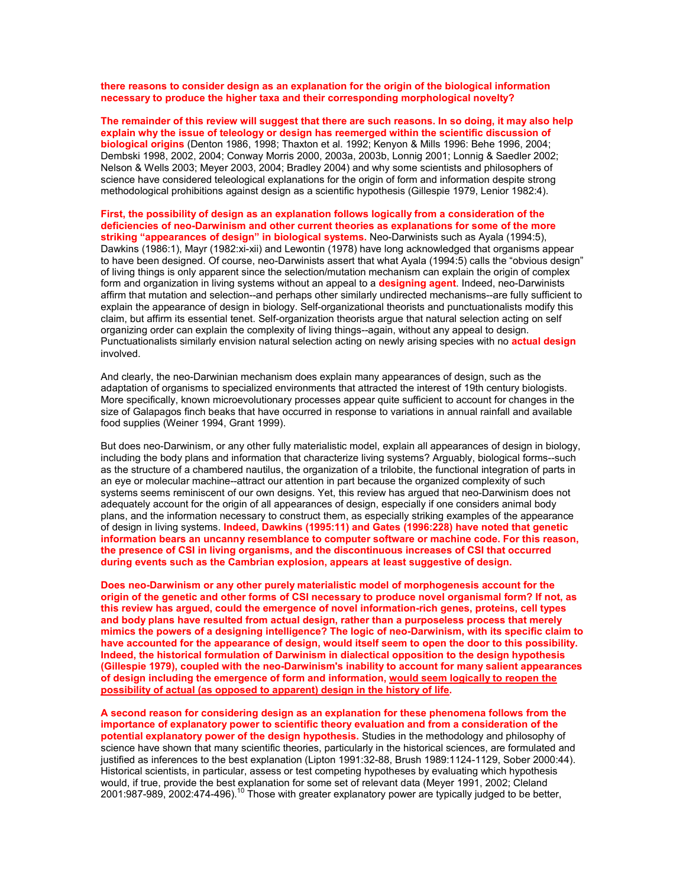**there reasons to consider design as an explanation for the origin of the biological information necessary to produce the higher taxa and their corresponding morphological novelty?**

**The remainder of this review will suggest that there are such reasons. In so doing, it may also help explain why the issue of teleology or design has reemerged within the scientific discussion of biological origins** (Denton 1986, 1998; Thaxton et al. 1992; Kenyon & Mills 1996: Behe 1996, 2004; Dembski 1998, 2002, 2004; Conway Morris 2000, 2003a, 2003b, Lonnig 2001; Lonnig & Saedler 2002; Nelson & Wells 2003; Meyer 2003, 2004; Bradley 2004) and why some scientists and philosophers of science have considered teleological explanations for the origin of form and information despite strong methodological prohibitions against design as a scientific hypothesis (Gillespie 1979, Lenior 1982:4).

**First, the possibility of design as an explanation follows logically from a consideration of the deficiencies of neo-Darwinism and other current theories as explanations for some of the more striking "appearances of design" in biological systems.** Neo-Darwinists such as Ayala (1994:5), Dawkins (1986:1), Mayr (1982:xi-xii) and Lewontin (1978) have long acknowledged that organisms appear to have been designed. Of course, neo-Darwinists assert that what Ayala (1994:5) calls the "obvious design" of living things is only apparent since the selection/mutation mechanism can explain the origin of complex form and organization in living systems without an appeal to a **designing agent**. Indeed, neo-Darwinists affirm that mutation and selection--and perhaps other similarly undirected mechanisms--are fully sufficient to explain the appearance of design in biology. Self-organizational theorists and punctuationalists modify this claim, but affirm its essential tenet. Self-organization theorists argue that natural selection acting on self organizing order can explain the complexity of living things--again, without any appeal to design. Punctuationalists similarly envision natural selection acting on newly arising species with no **actual design** involved.

And clearly, the neo-Darwinian mechanism does explain many appearances of design, such as the adaptation of organisms to specialized environments that attracted the interest of 19th century biologists. More specifically, known microevolutionary processes appear quite sufficient to account for changes in the size of Galapagos finch beaks that have occurred in response to variations in annual rainfall and available food supplies (Weiner 1994, Grant 1999).

But does neo-Darwinism, or any other fully materialistic model, explain all appearances of design in biology, including the body plans and information that characterize living systems? Arguably, biological forms--such as the structure of a chambered nautilus, the organization of a trilobite, the functional integration of parts in an eye or molecular machine--attract our attention in part because the organized complexity of such systems seems reminiscent of our own designs. Yet, this review has argued that neo-Darwinism does not adequately account for the origin of all appearances of design, especially if one considers animal body plans, and the information necessary to construct them, as especially striking examples of the appearance of design in living systems. **Indeed, Dawkins (1995:11) and Gates (1996:228) have noted that genetic information bears an uncanny resemblance to computer software or machine code. For this reason, the presence of CSI in living organisms, and the discontinuous increases of CSI that occurred during events such as the Cambrian explosion, appears at least suggestive of design.**

**Does neo-Darwinism or any other purely materialistic model of morphogenesis account for the origin of the genetic and other forms of CSI necessary to produce novel organismal form? If not, as this review has argued, could the emergence of novel information-rich genes, proteins, cell types and body plans have resulted from actual design, rather than a purposeless process that merely mimics the powers of a designing intelligence? The logic of neo-Darwinism, with its specific claim to have accounted for the appearance of design, would itself seem to open the door to this possibility. Indeed, the historical formulation of Darwinism in dialectical opposition to the design hypothesis (Gillespie 1979), coupled with the neo-Darwinism's inability to account for many salient appearances of design including the emergence of form and information, <u>would seem logically to reopen the possibility of actual (as opposed to apparent) design in the history of life</u>.**

**A second reason for considering design as an explanation for these phenomena follows from the importance of explanatory power to scientific theory evaluation and from a consideration of the potential explanatory power of the design hypothesis.** Studies in the methodology and philosophy of science have shown that many scientific theories, particularly in the historical sciences, are formulated and justified as inferences to the best explanation (Lipton 1991:32-88, Brush 1989:1124-1129, Sober 2000:44). Historical scientists, in particular, assess or test competing hypotheses by evaluating which hypothesis would, if true, provide the best explanation for some set of relevant data (Meyer 1991, 2002; Cleland 2001:987-989, 2002:474-496).[10] Those with greater explanatory power are typically judged to be better,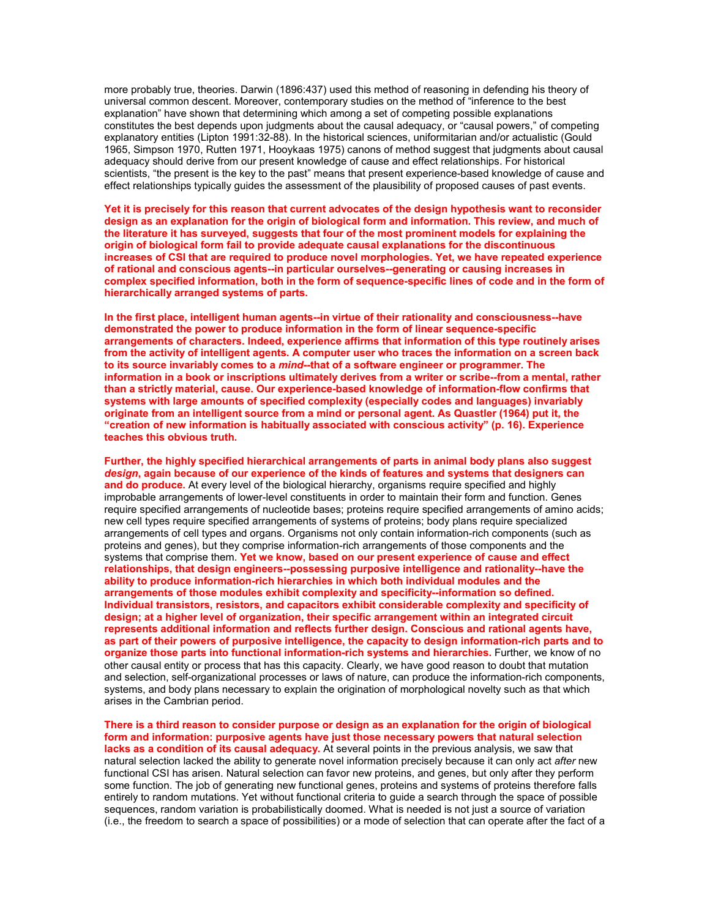more probably true, theories. Darwin (1896:437) used this method of reasoning in defending his theory of universal common descent. Moreover, contemporary studies on the method of "inference to the best explanation" have shown that determining which among a set of competing possible explanations constitutes the best depends upon judgments about the causal adequacy, or "causal powers," of competing explanatory entities (Lipton 1991:32-88). In the historical sciences, uniformitarian and/or actualistic (Gould 1965, Simpson 1970, Rutten 1971, Hooykaas 1975) canons of method suggest that judgments about causal adequacy should derive from our present knowledge of cause and effect relationships. For historical scientists, "the present is the key to the past" means that present experience-based knowledge of cause and effect relationships typically guides the assessment of the plausibility of proposed causes of past events.

**Yet it is precisely for this reason that current advocates of the design hypothesis want to reconsider design as an explanation for the origin of biological form and information. This review, and much of the literature it has surveyed, suggests that four of the most prominent models for explaining the origin of biological form fail to provide adequate causal explanations for the discontinuous increases of CSI that are required to produce novel morphologies. Yet, we have repeated experience of rational and conscious agents--in particular ourselves--generating or causing increases in complex specified information, both in the form of sequence-specific lines of code and in the form of hierarchically arranged systems of parts.**

**In the first place, intelligent human agents--in virtue of their rationality and consciousness--have demonstrated the power to produce information in the form of linear sequence-specific arrangements of characters. Indeed, experience affirms that information of this type routinely arises from the activity of intelligent agents. A computer user who traces the information on a screen back to its source invariably comes to a *mind*--that of a software engineer or programmer. The information in a book or inscriptions ultimately derives from a writer or scribe--from a mental, rather than a strictly material, cause. Our experience-based knowledge of information-flow confirms that systems with large amounts of specified complexity (especially codes and languages) invariably originate from an intelligent source from a mind or personal agent. As Quastler (1964) put it, the "creation of new information is habitually associated with conscious activity" (p. 16). Experience teaches this obvious truth.**

**Further, the highly specified hierarchical arrangements of parts in animal body plans also suggest *design*, again because of our experience of the kinds of features and systems that designers can and do produce.** At every level of the biological hierarchy, organisms require specified and highly improbable arrangements of lower-level constituents in order to maintain their form and function. Genes require specified arrangements of nucleotide bases; proteins require specified arrangements of amino acids; new cell types require specified arrangements of systems of proteins; body plans require specialized arrangements of cell types and organs. Organisms not only contain information-rich components (such as proteins and genes), but they comprise information-rich arrangements of those components and the systems that comprise them. **Yet we know, based on our present experience of cause and effect relationships, that design engineers--possessing purposive intelligence and rationality--have the ability to produce information-rich hierarchies in which both individual modules and the arrangements of those modules exhibit complexity and specificity--information so defined. Individual transistors, resistors, and capacitors exhibit considerable complexity and specificity of design; at a higher level of organization, their specific arrangement within an integrated circuit represents additional information and reflects further design. Conscious and rational agents have, as part of their powers of purposive intelligence, the capacity to design information-rich parts and to organize those parts into functional information-rich systems and hierarchies.** Further, we know of no other causal entity or process that has this capacity. Clearly, we have good reason to doubt that mutation and selection, self-organizational processes or laws of nature, can produce the information-rich components, systems, and body plans necessary to explain the origination of morphological novelty such as that which arises in the Cambrian period.

**There is a third reason to consider purpose or design as an explanation for the origin of biological form and information: purposive agents have just those necessary powers that natural selection lacks as a condition of its causal adequacy.** At several points in the previous analysis, we saw that natural selection lacked the ability to generate novel information precisely because it can only act *after* new functional CSI has arisen. Natural selection can favor new proteins, and genes, but only after they perform some function. The job of generating new functional genes, proteins and systems of proteins therefore falls entirely to random mutations. Yet without functional criteria to guide a search through the space of possible sequences, random variation is probabilistically doomed. What is needed is not just a source of variation (i.e., the freedom to search a space of possibilities) or a mode of selection that can operate after the fact of a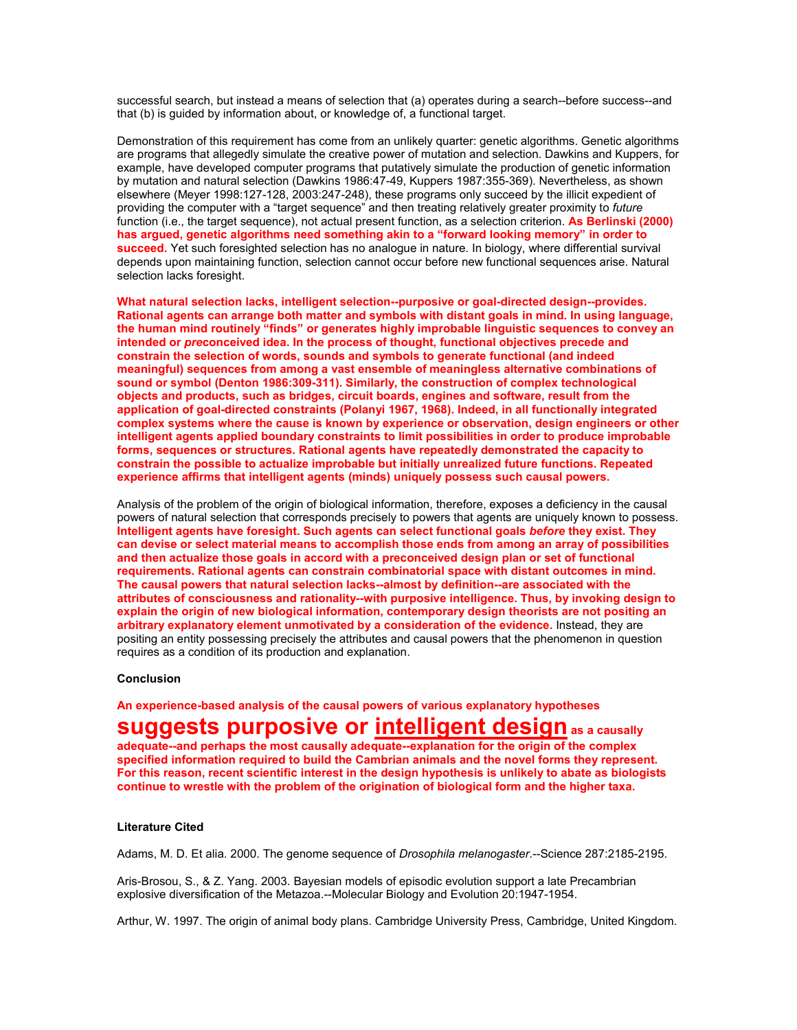successful search, but instead a means of selection that (a) operates during a search--before success--and that (b) is guided by information about, or knowledge of, a functional target.

Demonstration of this requirement has come from an unlikely quarter: genetic algorithms. Genetic algorithms are programs that allegedly simulate the creative power of mutation and selection. Dawkins and Kuppers, for example, have developed computer programs that putatively simulate the production of genetic information by mutation and natural selection (Dawkins 1986:47-49, Kuppers 1987:355-369). Nevertheless, as shown elsewhere (Meyer 1998:127-128, 2003:247-248), these programs only succeed by the illicit expedient of providing the computer with a "target sequence" and then treating relatively greater proximity to *future* function (i.e., the target sequence), not actual present function, as a selection criterion. **As Berlinski (2000) has argued, genetic algorithms need something akin to a "forward looking memory" in order to succeed.** Yet such foresighted selection has no analogue in nature. In biology, where differential survival depends upon maintaining function, selection cannot occur before new functional sequences arise. Natural selection lacks foresight.

**What natural selection lacks, intelligent selection--purposive or goal-directed design--provides. Rational agents can arrange both matter and symbols with distant goals in mind. In using language, the human mind routinely "finds" or generates highly improbable linguistic sequences to convey an intended or *pre*conceived idea. In the process of thought, functional objectives precede and constrain the selection of words, sounds and symbols to generate functional (and indeed meaningful) sequences from among a vast ensemble of meaningless alternative combinations of sound or symbol (Denton 1986:309-311). Similarly, the construction of complex technological objects and products, such as bridges, circuit boards, engines and software, result from the application of goal-directed constraints (Polanyi 1967, 1968). Indeed, in all functionally integrated complex systems where the cause is known by experience or observation, design engineers or other intelligent agents applied boundary constraints to limit possibilities in order to produce improbable forms, sequences or structures. Rational agents have repeatedly demonstrated the capacity to constrain the possible to actualize improbable but initially unrealized future functions. Repeated experience affirms that intelligent agents (minds) uniquely possess such causal powers.**

Analysis of the problem of the origin of biological information, therefore, exposes a deficiency in the causal powers of natural selection that corresponds precisely to powers that agents are uniquely known to possess. **Intelligent agents have foresight. Such agents can select functional goals *before* they exist. They can devise or select material means to accomplish those ends from among an array of possibilities and then actualize those goals in accord with a preconceived design plan or set of functional requirements. Rational agents can constrain combinatorial space with distant outcomes in mind. The causal powers that natural selection lacks--almost by definition--are associated with the attributes of consciousness and rationality--with purposive intelligence. Thus, by invoking design to explain the origin of new biological information, contemporary design theorists are not positing an arbitrary explanatory element unmotivated by a consideration of the evidence.** Instead, they are positing an entity possessing precisely the attributes and causal powers that the phenomenon in question requires as a condition of its production and explanation.

**Conclusion**

**An experience-based analysis of the causal powers of various explanatory hypotheses suggests purposive or intelligent design as a causally adequate--and perhaps the most causally adequate--explanation for the origin of the complex specified information required to build the Cambrian animals and the novel forms they represent. For this reason, recent scientific interest in the design hypothesis is unlikely to abate as biologists continue to wrestle with the problem of the origination of biological form and the higher taxa.**

**Literature Cited**

Adams, M. D. Et alia. 2000. The genome sequence of *Drosophila melanogaster*.--Science 287:2185-2195.

Aris-Brosou, S., & Z. Yang. 2003. Bayesian models of episodic evolution support a late Precambrian explosive diversification of the Metazoa.--Molecular Biology and Evolution 20:1947-1954.

Arthur, W. 1997. The origin of animal body plans. Cambridge University Press, Cambridge, United Kingdom.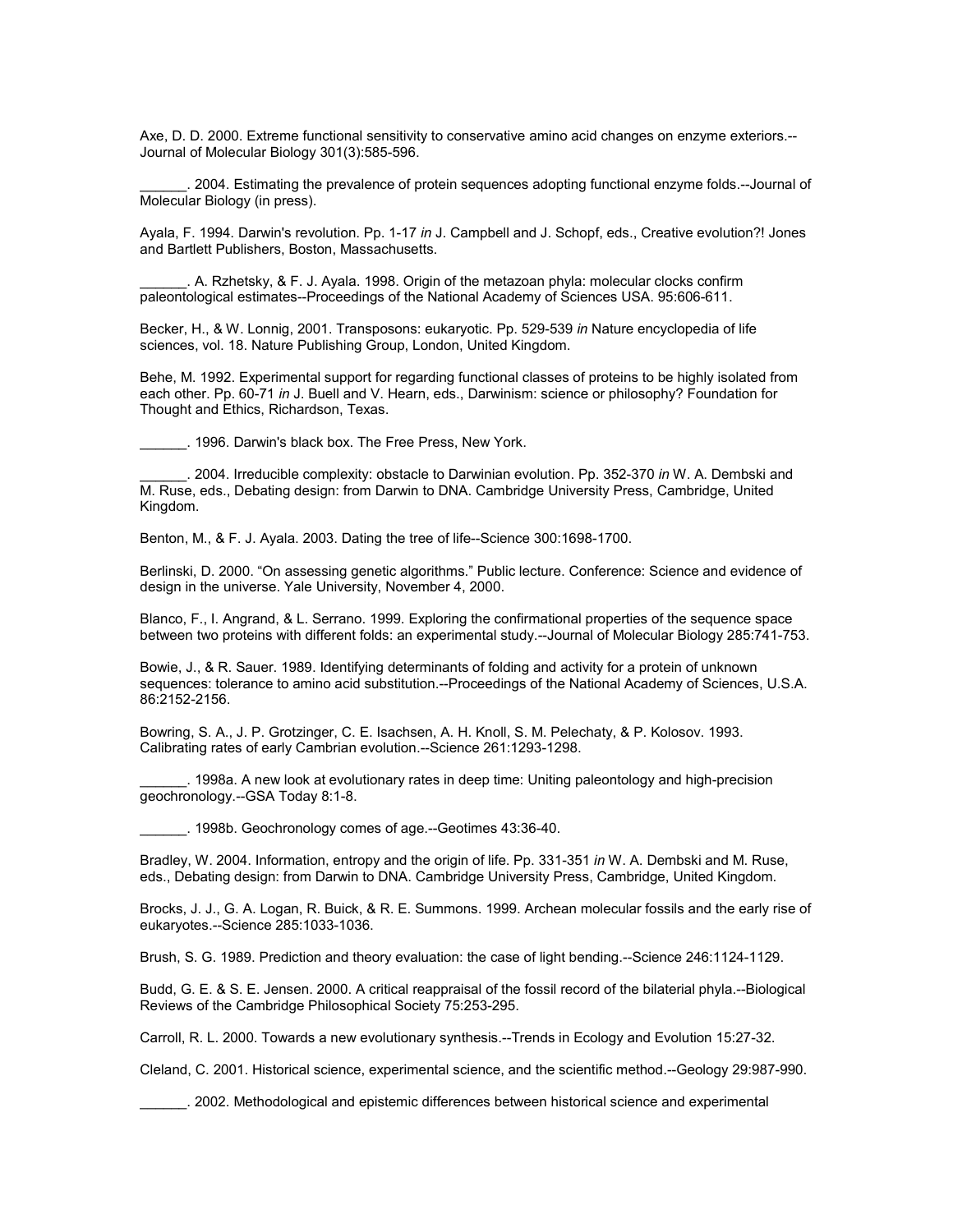Axe, D. D. 2000. Extreme functional sensitivity to conservative amino acid changes on enzyme exteriors.--Journal of Molecular Biology 301(3):585-596.

______. 2004. Estimating the prevalence of protein sequences adopting functional enzyme folds.--Journal of Molecular Biology (in press).

Ayala, F. 1994. Darwin's revolution. Pp. 1-17 *in* J. Campbell and J. Schopf, eds., Creative evolution?! Jones and Bartlett Publishers, Boston, Massachusetts.

______. A. Rzhetsky, & F. J. Ayala. 1998. Origin of the metazoan phyla: molecular clocks confirm paleontological estimates--Proceedings of the National Academy of Sciences USA. 95:606-611.

Becker, H., & W. Lonnig, 2001. Transposons: eukaryotic. Pp. 529-539 *in* Nature encyclopedia of life sciences, vol. 18. Nature Publishing Group, London, United Kingdom.

Behe, M. 1992. Experimental support for regarding functional classes of proteins to be highly isolated from each other. Pp. 60-71 *in* J. Buell and V. Hearn, eds., Darwinism: science or philosophy? Foundation for Thought and Ethics, Richardson, Texas.

______. 1996. Darwin's black box. The Free Press, New York.

______. 2004. Irreducible complexity: obstacle to Darwinian evolution. Pp. 352-370 *in* W. A. Dembski and M. Ruse, eds., Debating design: from Darwin to DNA. Cambridge University Press, Cambridge, United Kingdom.

Benton, M., & F. J. Ayala. 2003. Dating the tree of life--Science 300:1698-1700.

Berlinski, D. 2000. "On assessing genetic algorithms." Public lecture. Conference: Science and evidence of design in the universe. Yale University, November 4, 2000.

Blanco, F., I. Angrand, & L. Serrano. 1999. Exploring the confirmational properties of the sequence space between two proteins with different folds: an experimental study.--Journal of Molecular Biology 285:741-753.

Bowie, J., & R. Sauer. 1989. Identifying determinants of folding and activity for a protein of unknown sequences: tolerance to amino acid substitution.--Proceedings of the National Academy of Sciences, U.S.A. 86:2152-2156.

Bowring, S. A., J. P. Grotzinger, C. E. Isachsen, A. H. Knoll, S. M. Pelechaty, & P. Kolosov. 1993. Calibrating rates of early Cambrian evolution.--Science 261:1293-1298.

______. 1998a. A new look at evolutionary rates in deep time: Uniting paleontology and high-precision geochronology.--GSA Today 8:1-8.

______. 1998b. Geochronology comes of age.--Geotimes 43:36-40.

Bradley, W. 2004. Information, entropy and the origin of life. Pp. 331-351 *in* W. A. Dembski and M. Ruse, eds., Debating design: from Darwin to DNA. Cambridge University Press, Cambridge, United Kingdom.

Brocks, J. J., G. A. Logan, R. Buick, & R. E. Summons. 1999. Archean molecular fossils and the early rise of eukaryotes.--Science 285:1033-1036.

Brush, S. G. 1989. Prediction and theory evaluation: the case of light bending.--Science 246:1124-1129.

Budd, G. E. & S. E. Jensen. 2000. A critical reappraisal of the fossil record of the bilaterial phyla.--Biological Reviews of the Cambridge Philosophical Society 75:253-295.

Carroll, R. L. 2000. Towards a new evolutionary synthesis.--Trends in Ecology and Evolution 15:27-32.

Cleland, C. 2001. Historical science, experimental science, and the scientific method.--Geology 29:987-990.

______. 2002. Methodological and epistemic differences between historical science and experimental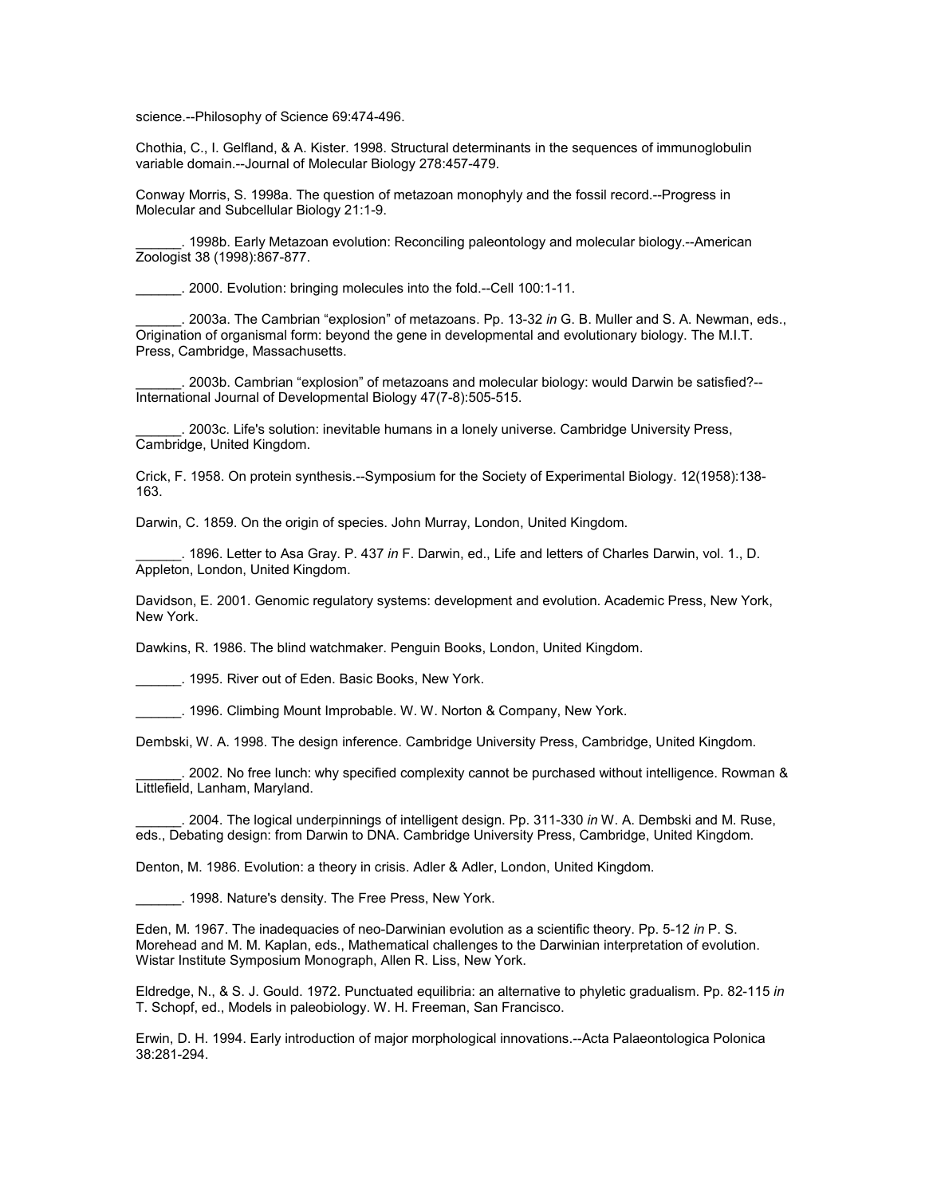science.--Philosophy of Science 69:474-496.

Chothia, C., I. Gelfland, & A. Kister. 1998. Structural determinants in the sequences of immunoglobulin variable domain.--Journal of Molecular Biology 278:457-479.

Conway Morris, S. 1998a. The question of metazoan monophyly and the fossil record.--Progress in Molecular and Subcellular Biology 21:1-9.

______. 1998b. Early Metazoan evolution: Reconciling paleontology and molecular biology.--American Zoologist 38 (1998):867-877.

______. 2000. Evolution: bringing molecules into the fold.--Cell 100:1-11.

______. 2003a. The Cambrian "explosion" of metazoans. Pp. 13-32 *in* G. B. Muller and S. A. Newman, eds., Origination of organismal form: beyond the gene in developmental and evolutionary biology. The M.I.T. Press, Cambridge, Massachusetts.

______. 2003b. Cambrian "explosion" of metazoans and molecular biology: would Darwin be satisfied?--International Journal of Developmental Biology 47(7-8):505-515.

______. 2003c. Life's solution: inevitable humans in a lonely universe. Cambridge University Press, Cambridge, United Kingdom.

Crick, F. 1958. On protein synthesis.--Symposium for the Society of Experimental Biology. 12(1958):138-163.

Darwin, C. 1859. On the origin of species. John Murray, London, United Kingdom.

______. 1896. Letter to Asa Gray. P. 437 *in* F. Darwin, ed., Life and letters of Charles Darwin, vol. 1., D. Appleton, London, United Kingdom.

Davidson, E. 2001. Genomic regulatory systems: development and evolution. Academic Press, New York, New York.

Dawkins, R. 1986. The blind watchmaker. Penguin Books, London, United Kingdom.

______. 1995. River out of Eden. Basic Books, New York.

______. 1996. Climbing Mount Improbable. W. W. Norton & Company, New York.

Dembski, W. A. 1998. The design inference. Cambridge University Press, Cambridge, United Kingdom.

______. 2002. No free lunch: why specified complexity cannot be purchased without intelligence. Rowman & Littlefield, Lanham, Maryland.

______. 2004. The logical underpinnings of intelligent design. Pp. 311-330 *in* W. A. Dembski and M. Ruse, eds., Debating design: from Darwin to DNA. Cambridge University Press, Cambridge, United Kingdom.

Denton, M. 1986. Evolution: a theory in crisis. Adler & Adler, London, United Kingdom.

______. 1998. Nature's density. The Free Press, New York.

Eden, M. 1967. The inadequacies of neo-Darwinian evolution as a scientific theory. Pp. 5-12 *in* P. S. Morehead and M. M. Kaplan, eds., Mathematical challenges to the Darwinian interpretation of evolution. Wistar Institute Symposium Monograph, Allen R. Liss, New York.

Eldredge, N., & S. J. Gould. 1972. Punctuated equilibria: an alternative to phyletic gradualism. Pp. 82-115 *in* T. Schopf, ed., Models in paleobiology. W. H. Freeman, San Francisco.

Erwin, D. H. 1994. Early introduction of major morphological innovations.--Acta Palaeontologica Polonica 38:281-294.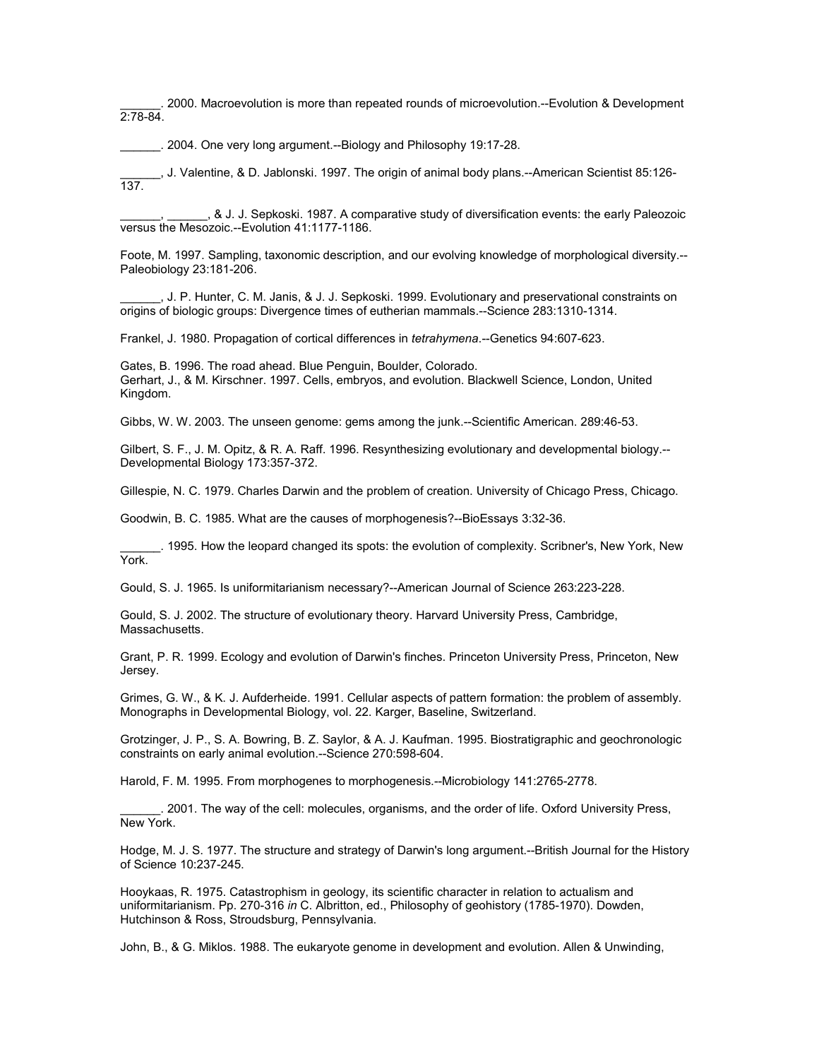______. 2000. Macroevolution is more than repeated rounds of microevolution.--Evolution & Development 2:78-84.

______. 2004. One very long argument.--Biology and Philosophy 19:17-28.

______, J. Valentine, & D. Jablonski. 1997. The origin of animal body plans.--American Scientist 85:126-137.

______, ______, & J. J. Sepkoski. 1987. A comparative study of diversification events: the early Paleozoic versus the Mesozoic.--Evolution 41:1177-1186.

Foote, M. 1997. Sampling, taxonomic description, and our evolving knowledge of morphological diversity.--Paleobiology 23:181-206.

______, J. P. Hunter, C. M. Janis, & J. J. Sepkoski. 1999. Evolutionary and preservational constraints on origins of biologic groups: Divergence times of eutherian mammals.--Science 283:1310-1314.

Frankel, J. 1980. Propagation of cortical differences in *tetrahymena*.--Genetics 94:607-623.

Gates, B. 1996. The road ahead. Blue Penguin, Boulder, Colorado.
Gerhart, J., & M. Kirschner. 1997. Cells, embryos, and evolution. Blackwell Science, London, United Kingdom.

Gibbs, W. W. 2003. The unseen genome: gems among the junk.--Scientific American. 289:46-53.

Gilbert, S. F., J. M. Opitz, & R. A. Raff. 1996. Resynthesizing evolutionary and developmental biology.--Developmental Biology 173:357-372.

Gillespie, N. C. 1979. Charles Darwin and the problem of creation. University of Chicago Press, Chicago.

Goodwin, B. C. 1985. What are the causes of morphogenesis?--BioEssays 3:32-36.

______. 1995. How the leopard changed its spots: the evolution of complexity. Scribner's, New York, New York.

Gould, S. J. 1965. Is uniformitarianism necessary?--American Journal of Science 263:223-228.

Gould, S. J. 2002. The structure of evolutionary theory. Harvard University Press, Cambridge, Massachusetts.

Grant, P. R. 1999. Ecology and evolution of Darwin's finches. Princeton University Press, Princeton, New Jersey.

Grimes, G. W., & K. J. Aufderheide. 1991. Cellular aspects of pattern formation: the problem of assembly. Monographs in Developmental Biology, vol. 22. Karger, Baseline, Switzerland.

Grotzinger, J. P., S. A. Bowring, B. Z. Saylor, & A. J. Kaufman. 1995. Biostratigraphic and geochronologic constraints on early animal evolution.--Science 270:598-604.

Harold, F. M. 1995. From morphogenes to morphogenesis.--Microbiology 141:2765-2778.

______. 2001. The way of the cell: molecules, organisms, and the order of life. Oxford University Press, New York.

Hodge, M. J. S. 1977. The structure and strategy of Darwin's long argument.--British Journal for the History of Science 10:237-245.

Hooykaas, R. 1975. Catastrophism in geology, its scientific character in relation to actualism and uniformitarianism. Pp. 270-316 *in* C. Albritton, ed., Philosophy of geohistory (1785-1970). Dowden, Hutchinson & Ross, Stroudsburg, Pennsylvania.

John, B., & G. Miklos. 1988. The eukaryote genome in development and evolution. Allen & Unwinding,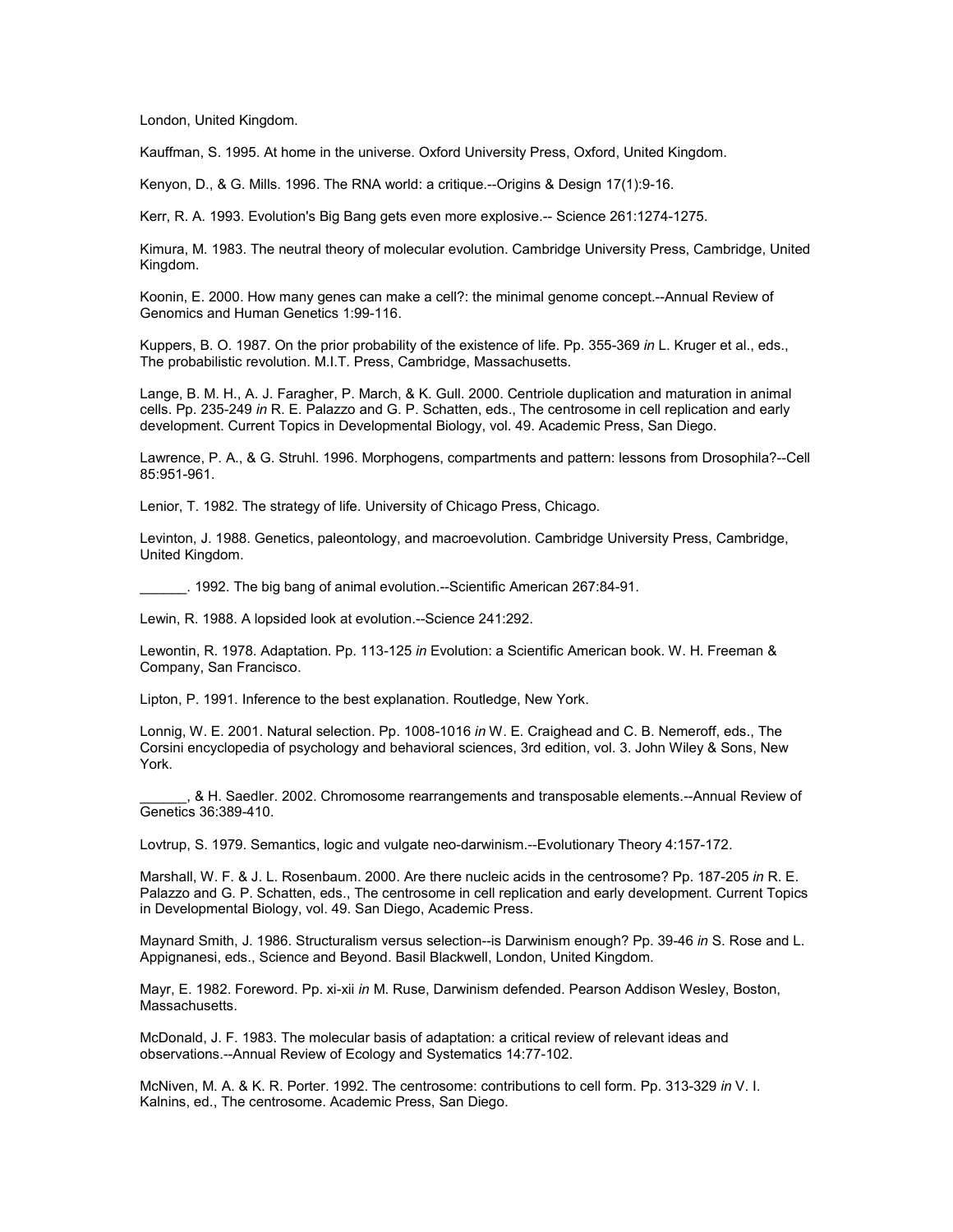London, United Kingdom.

Kauffman, S. 1995. At home in the universe. Oxford University Press, Oxford, United Kingdom.

Kenyon, D., & G. Mills. 1996. The RNA world: a critique.--Origins & Design 17(1):9-16.

Kerr, R. A. 1993. Evolution's Big Bang gets even more explosive.-- Science 261:1274-1275.

Kimura, M. 1983. The neutral theory of molecular evolution. Cambridge University Press, Cambridge, United Kingdom.

Koonin, E. 2000. How many genes can make a cell?: the minimal genome concept.--Annual Review of Genomics and Human Genetics 1:99-116.

Kuppers, B. O. 1987. On the prior probability of the existence of life. Pp. 355-369 *in* L. Kruger et al., eds., The probabilistic revolution. M.I.T. Press, Cambridge, Massachusetts.

Lange, B. M. H., A. J. Faragher, P. March, & K. Gull. 2000. Centriole duplication and maturation in animal cells. Pp. 235-249 *in* R. E. Palazzo and G. P. Schatten, eds., The centrosome in cell replication and early development. Current Topics in Developmental Biology, vol. 49. Academic Press, San Diego.

Lawrence, P. A., & G. Struhl. 1996. Morphogens, compartments and pattern: lessons from Drosophila?--Cell 85:951-961.

Lenior, T. 1982. The strategy of life. University of Chicago Press, Chicago.

Levinton, J. 1988. Genetics, paleontology, and macroevolution. Cambridge University Press, Cambridge, United Kingdom.

______. 1992. The big bang of animal evolution.--Scientific American 267:84-91.

Lewin, R. 1988. A lopsided look at evolution.--Science 241:292.

Lewontin, R. 1978. Adaptation. Pp. 113-125 *in* Evolution: a Scientific American book. W. H. Freeman & Company, San Francisco.

Lipton, P. 1991. Inference to the best explanation. Routledge, New York.

Lonnig, W. E. 2001. Natural selection. Pp. 1008-1016 *in* W. E. Craighead and C. B. Nemeroff, eds., The Corsini encyclopedia of psychology and behavioral sciences, 3rd edition, vol. 3. John Wiley & Sons, New York.

______, & H. Saedler. 2002. Chromosome rearrangements and transposable elements.--Annual Review of Genetics 36:389-410.

Lovtrup, S. 1979. Semantics, logic and vulgate neo-darwinism.--Evolutionary Theory 4:157-172.

Marshall, W. F. & J. L. Rosenbaum. 2000. Are there nucleic acids in the centrosome? Pp. 187-205 *in* R. E. Palazzo and G. P. Schatten, eds., The centrosome in cell replication and early development. Current Topics in Developmental Biology, vol. 49. San Diego, Academic Press.

Maynard Smith, J. 1986. Structuralism versus selection--is Darwinism enough? Pp. 39-46 *in* S. Rose and L. Appignanesi, eds., Science and Beyond. Basil Blackwell, London, United Kingdom.

Mayr, E. 1982. Foreword. Pp. xi-xii *in* M. Ruse, Darwinism defended. Pearson Addison Wesley, Boston, Massachusetts.

McDonald, J. F. 1983. The molecular basis of adaptation: a critical review of relevant ideas and observations.--Annual Review of Ecology and Systematics 14:77-102.

McNiven, M. A. & K. R. Porter. 1992. The centrosome: contributions to cell form. Pp. 313-329 *in* V. I. Kalnins, ed., The centrosome. Academic Press, San Diego.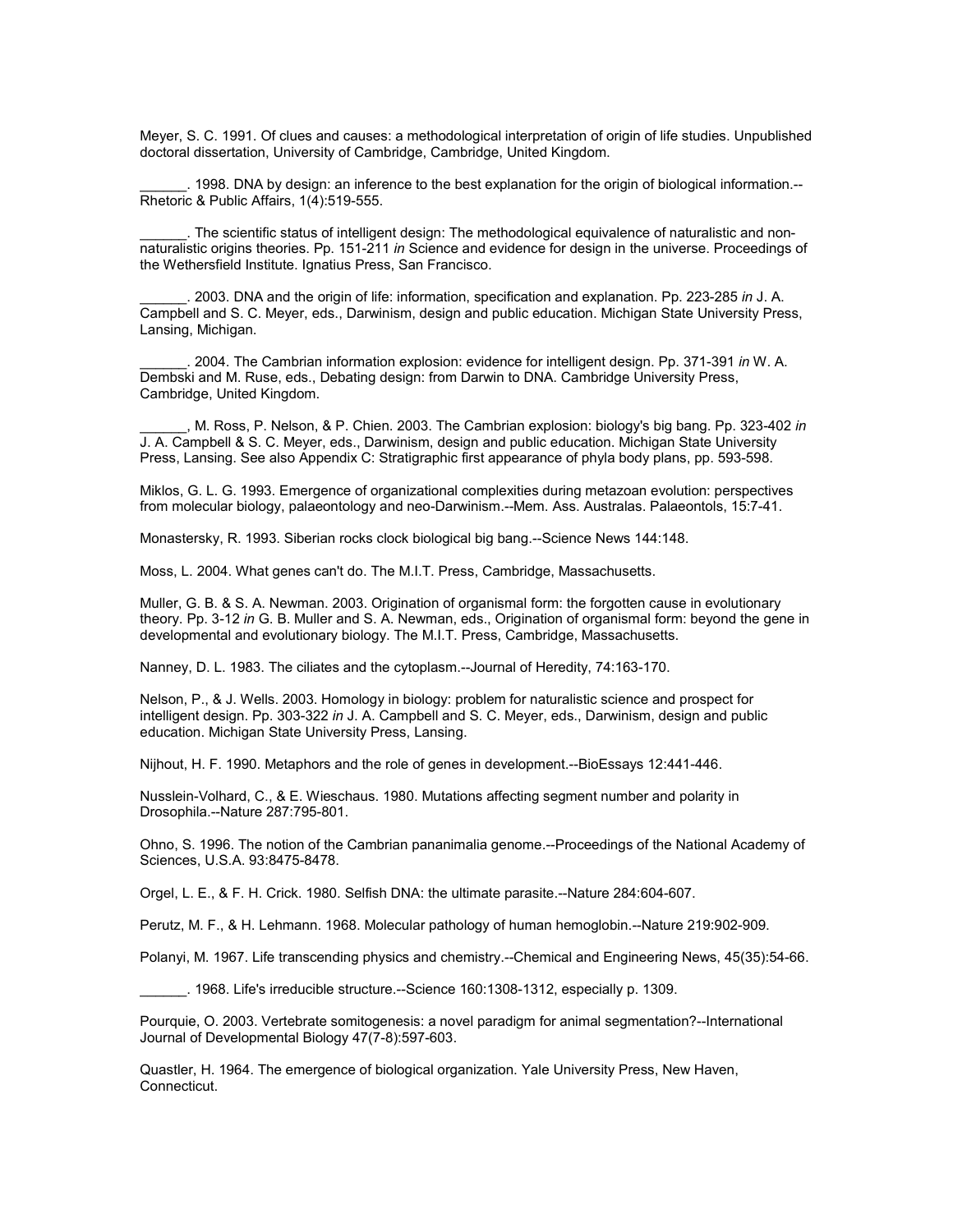Meyer, S. C. 1991. Of clues and causes: a methodological interpretation of origin of life studies. Unpublished doctoral dissertation, University of Cambridge, Cambridge, United Kingdom.

______. 1998. DNA by design: an inference to the best explanation for the origin of biological information.--Rhetoric & Public Affairs, 1(4):519-555.

______. The scientific status of intelligent design: The methodological equivalence of naturalistic and non-naturalistic origins theories. Pp. 151-211 *in* Science and evidence for design in the universe. Proceedings of the Wethersfield Institute. Ignatius Press, San Francisco.

______. 2003. DNA and the origin of life: information, specification and explanation. Pp. 223-285 *in* J. A. Campbell and S. C. Meyer, eds., Darwinism, design and public education. Michigan State University Press, Lansing, Michigan.

______. 2004. The Cambrian information explosion: evidence for intelligent design. Pp. 371-391 *in* W. A. Dembski and M. Ruse, eds., Debating design: from Darwin to DNA. Cambridge University Press, Cambridge, United Kingdom.

______, M. Ross, P. Nelson, & P. Chien. 2003. The Cambrian explosion: biology's big bang. Pp. 323-402 *in* J. A. Campbell & S. C. Meyer, eds., Darwinism, design and public education. Michigan State University Press, Lansing. See also Appendix C: Stratigraphic first appearance of phyla body plans, pp. 593-598.

Miklos, G. L. G. 1993. Emergence of organizational complexities during metazoan evolution: perspectives from molecular biology, palaeontology and neo-Darwinism.--Mem. Ass. Australas. Palaeontols, 15:7-41.

Monastersky, R. 1993. Siberian rocks clock biological big bang.--Science News 144:148.

Moss, L. 2004. What genes can't do. The M.I.T. Press, Cambridge, Massachusetts.

Muller, G. B. & S. A. Newman. 2003. Origination of organismal form: the forgotten cause in evolutionary theory. Pp. 3-12 *in* G. B. Muller and S. A. Newman, eds., Origination of organismal form: beyond the gene in developmental and evolutionary biology. The M.I.T. Press, Cambridge, Massachusetts.

Nanney, D. L. 1983. The ciliates and the cytoplasm.--Journal of Heredity, 74:163-170.

Nelson, P., & J. Wells. 2003. Homology in biology: problem for naturalistic science and prospect for intelligent design. Pp. 303-322 *in* J. A. Campbell and S. C. Meyer, eds., Darwinism, design and public education. Michigan State University Press, Lansing.

Nijhout, H. F. 1990. Metaphors and the role of genes in development.--BioEssays 12:441-446.

Nusslein-Volhard, C., & E. Wieschaus. 1980. Mutations affecting segment number and polarity in Drosophila.--Nature 287:795-801.

Ohno, S. 1996. The notion of the Cambrian pananimalia genome.--Proceedings of the National Academy of Sciences, U.S.A. 93:8475-8478.

Orgel, L. E., & F. H. Crick. 1980. Selfish DNA: the ultimate parasite.--Nature 284:604-607.

Perutz, M. F., & H. Lehmann. 1968. Molecular pathology of human hemoglobin.--Nature 219:902-909.

Polanyi, M. 1967. Life transcending physics and chemistry.--Chemical and Engineering News, 45(35):54-66.

______. 1968. Life's irreducible structure.--Science 160:1308-1312, especially p. 1309.

Pourquie, O. 2003. Vertebrate somitogenesis: a novel paradigm for animal segmentation?--International Journal of Developmental Biology 47(7-8):597-603.

Quastler, H. 1964. The emergence of biological organization. Yale University Press, New Haven, Connecticut.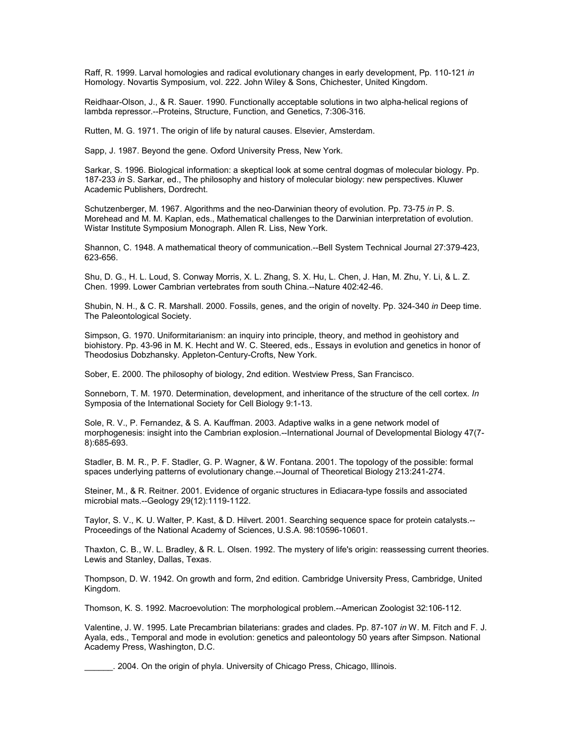Raff, R. 1999. Larval homologies and radical evolutionary changes in early development, Pp. 110-121 *in* Homology. Novartis Symposium, vol. 222. John Wiley & Sons, Chichester, United Kingdom.

Reidhaar-Olson, J., & R. Sauer. 1990. Functionally acceptable solutions in two alpha-helical regions of lambda repressor.--Proteins, Structure, Function, and Genetics, 7:306-316.

Rutten, M. G. 1971. The origin of life by natural causes. Elsevier, Amsterdam.

Sapp, J. 1987. Beyond the gene. Oxford University Press, New York.

Sarkar, S. 1996. Biological information: a skeptical look at some central dogmas of molecular biology. Pp. 187-233 *in* S. Sarkar, ed., The philosophy and history of molecular biology: new perspectives. Kluwer Academic Publishers, Dordrecht.

Schutzenberger, M. 1967. Algorithms and the neo-Darwinian theory of evolution. Pp. 73-75 *in* P. S. Morehead and M. M. Kaplan, eds., Mathematical challenges to the Darwinian interpretation of evolution. Wistar Institute Symposium Monograph. Allen R. Liss, New York.

Shannon, C. 1948. A mathematical theory of communication.--Bell System Technical Journal 27:379-423, 623-656.

Shu, D. G., H. L. Loud, S. Conway Morris, X. L. Zhang, S. X. Hu, L. Chen, J. Han, M. Zhu, Y. Li, & L. Z. Chen. 1999. Lower Cambrian vertebrates from south China.--Nature 402:42-46.

Shubin, N. H., & C. R. Marshall. 2000. Fossils, genes, and the origin of novelty. Pp. 324-340 *in* Deep time. The Paleontological Society.

Simpson, G. 1970. Uniformitarianism: an inquiry into principle, theory, and method in geohistory and biohistory. Pp. 43-96 in M. K. Hecht and W. C. Steered, eds., Essays in evolution and genetics in honor of Theodosius Dobzhansky. Appleton-Century-Crofts, New York.

Sober, E. 2000. The philosophy of biology, 2nd edition. Westview Press, San Francisco.

Sonneborn, T. M. 1970. Determination, development, and inheritance of the structure of the cell cortex. *In* Symposia of the International Society for Cell Biology 9:1-13.

Sole, R. V., P. Fernandez, & S. A. Kauffman. 2003. Adaptive walks in a gene network model of morphogenesis: insight into the Cambrian explosion.--International Journal of Developmental Biology 47(7-8):685-693.

Stadler, B. M. R., P. F. Stadler, G. P. Wagner, & W. Fontana. 2001. The topology of the possible: formal spaces underlying patterns of evolutionary change.--Journal of Theoretical Biology 213:241-274.

Steiner, M., & R. Reitner. 2001. Evidence of organic structures in Ediacara-type fossils and associated microbial mats.--Geology 29(12):1119-1122.

Taylor, S. V., K. U. Walter, P. Kast, & D. Hilvert. 2001. Searching sequence space for protein catalysts.--Proceedings of the National Academy of Sciences, U.S.A. 98:10596-10601.

Thaxton, C. B., W. L. Bradley, & R. L. Olsen. 1992. The mystery of life's origin: reassessing current theories. Lewis and Stanley, Dallas, Texas.

Thompson, D. W. 1942. On growth and form, 2nd edition. Cambridge University Press, Cambridge, United Kingdom.

Thomson, K. S. 1992. Macroevolution: The morphological problem.--American Zoologist 32:106-112.

Valentine, J. W. 1995. Late Precambrian bilaterians: grades and clades. Pp. 87-107 *in* W. M. Fitch and F. J. Ayala, eds., Temporal and mode in evolution: genetics and paleontology 50 years after Simpson. National Academy Press, Washington, D.C.

______. 2004. On the origin of phyla. University of Chicago Press, Chicago, Illinois.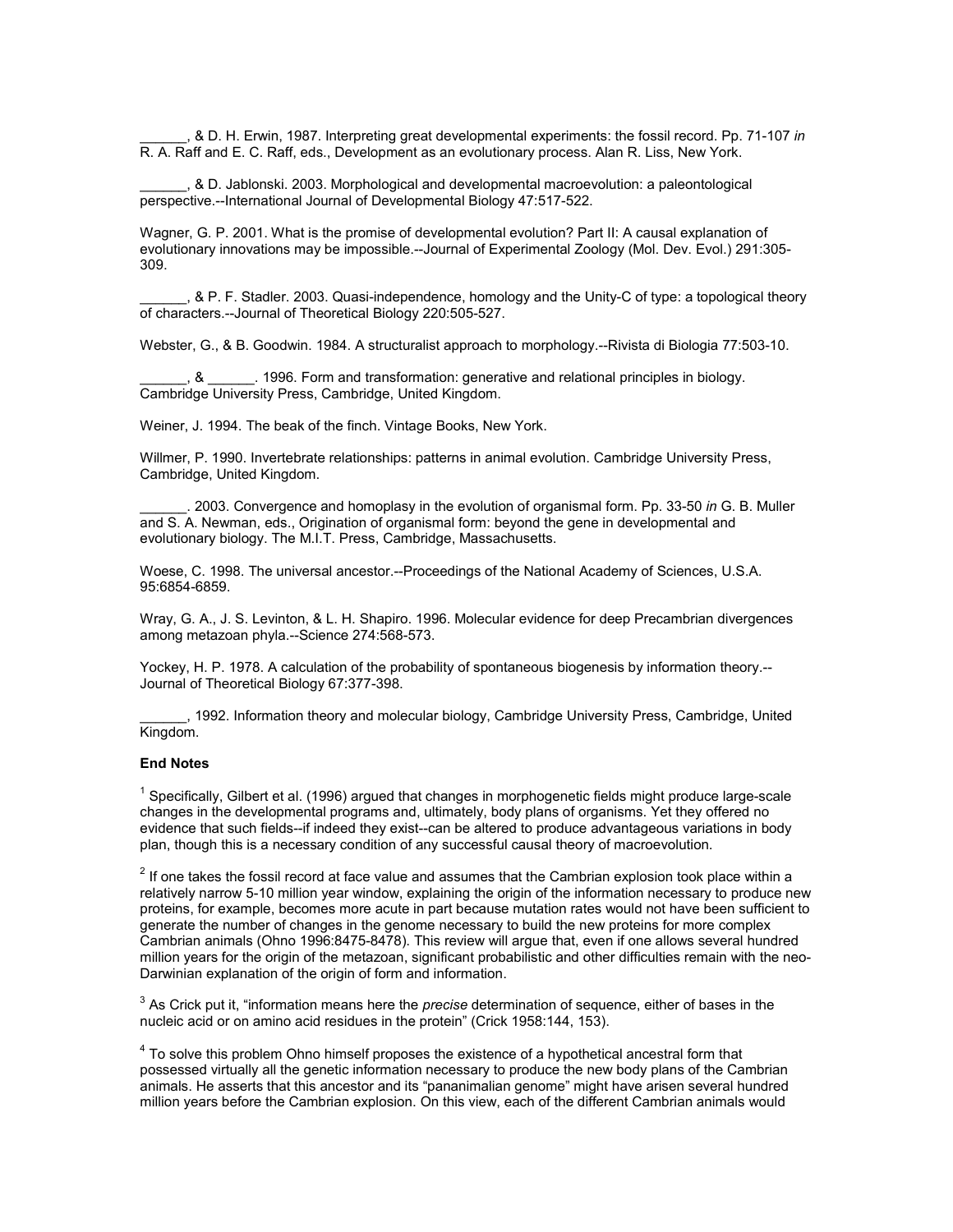______, & D. H. Erwin, 1987. Interpreting great developmental experiments: the fossil record. Pp. 71-107 *in* R. A. Raff and E. C. Raff, eds., Development as an evolutionary process. Alan R. Liss, New York.

______, & D. Jablonski. 2003. Morphological and developmental macroevolution: a paleontological perspective.--International Journal of Developmental Biology 47:517-522.

Wagner, G. P. 2001. What is the promise of developmental evolution? Part II: A causal explanation of evolutionary innovations may be impossible.--Journal of Experimental Zoology (Mol. Dev. Evol.) 291:305-309.

______, & P. F. Stadler. 2003. Quasi-independence, homology and the Unity-C of type: a topological theory of characters.--Journal of Theoretical Biology 220:505-527.

Webster, G., & B. Goodwin. 1984. A structuralist approach to morphology.--Rivista di Biologia 77:503-10.

______, & ______. 1996. Form and transformation: generative and relational principles in biology. Cambridge University Press, Cambridge, United Kingdom.

Weiner, J. 1994. The beak of the finch. Vintage Books, New York.

Willmer, P. 1990. Invertebrate relationships: patterns in animal evolution. Cambridge University Press, Cambridge, United Kingdom.

______. 2003. Convergence and homoplasy in the evolution of organismal form. Pp. 33-50 *in* G. B. Muller and S. A. Newman, eds., Origination of organismal form: beyond the gene in developmental and evolutionary biology. The M.I.T. Press, Cambridge, Massachusetts.

Woese, C. 1998. The universal ancestor.--Proceedings of the National Academy of Sciences, U.S.A. 95:6854-6859.

Wray, G. A., J. S. Levinton, & L. H. Shapiro. 1996. Molecular evidence for deep Precambrian divergences among metazoan phyla.--Science 274:568-573.

Yockey, H. P. 1978. A calculation of the probability of spontaneous biogenesis by information theory.--Journal of Theoretical Biology 67:377-398.

______, 1992. Information theory and molecular biology, Cambridge University Press, Cambridge, United Kingdom.

**End Notes**

[1] Specifically, Gilbert et al. (1996) argued that changes in morphogenetic fields might produce large-scale changes in the developmental programs and, ultimately, body plans of organisms. Yet they offered no evidence that such fields--if indeed they exist--can be altered to produce advantageous variations in body plan, though this is a necessary condition of any successful causal theory of macroevolution.

[2] If one takes the fossil record at face value and assumes that the Cambrian explosion took place within a relatively narrow 5-10 million year window, explaining the origin of the information necessary to produce new proteins, for example, becomes more acute in part because mutation rates would not have been sufficient to generate the number of changes in the genome necessary to build the new proteins for more complex Cambrian animals (Ohno 1996:8475-8478). This review will argue that, even if one allows several hundred million years for the origin of the metazoan, significant probabilistic and other difficulties remain with the neo-Darwinian explanation of the origin of form and information.

[3] As Crick put it, "information means here the *precise* determination of sequence, either of bases in the nucleic acid or on amino acid residues in the protein" (Crick 1958:144, 153).

[4] To solve this problem Ohno himself proposes the existence of a hypothetical ancestral form that possessed virtually all the genetic information necessary to produce the new body plans of the Cambrian animals. He asserts that this ancestor and its "pananimalian genome" might have arisen several hundred million years before the Cambrian explosion. On this view, each of the different Cambrian animals would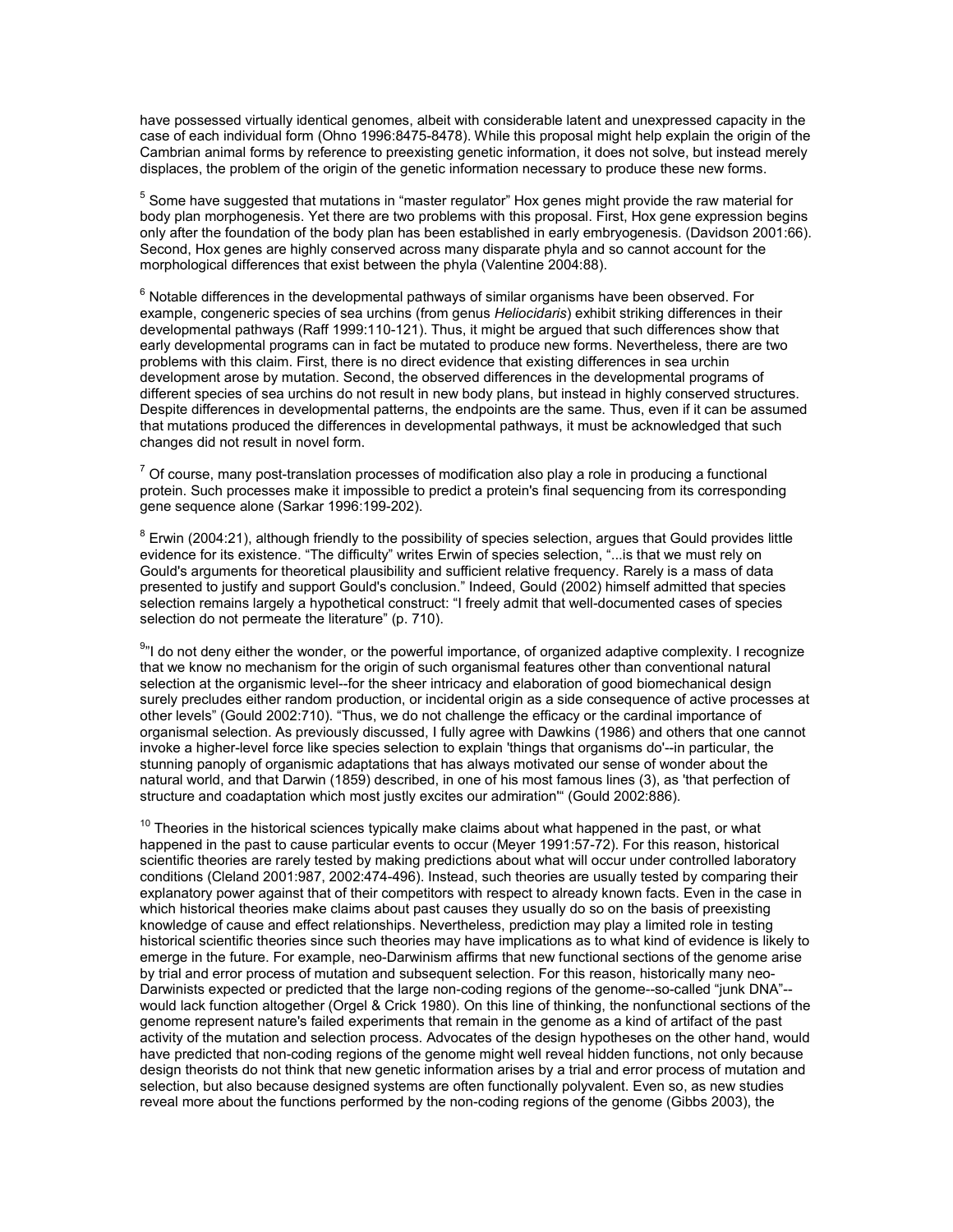have possessed virtually identical genomes, albeit with considerable latent and unexpressed capacity in the case of each individual form (Ohno 1996:8475-8478). While this proposal might help explain the origin of the Cambrian animal forms by reference to preexisting genetic information, it does not solve, but instead merely displaces, the problem of the origin of the genetic information necessary to produce these new forms.

[5] Some have suggested that mutations in "master regulator" Hox genes might provide the raw material for body plan morphogenesis. Yet there are two problems with this proposal. First, Hox gene expression begins only after the foundation of the body plan has been established in early embryogenesis. (Davidson 2001:66). Second, Hox genes are highly conserved across many disparate phyla and so cannot account for the morphological differences that exist between the phyla (Valentine 2004:88).

[6] Notable differences in the developmental pathways of similar organisms have been observed. For example, congeneric species of sea urchins (from genus *Heliocidaris*) exhibit striking differences in their developmental pathways (Raff 1999:110-121). Thus, it might be argued that such differences show that early developmental programs can in fact be mutated to produce new forms. Nevertheless, there are two problems with this claim. First, there is no direct evidence that existing differences in sea urchin development arose by mutation. Second, the observed differences in the developmental programs of different species of sea urchins do not result in new body plans, but instead in highly conserved structures. Despite differences in developmental patterns, the endpoints are the same. Thus, even if it can be assumed that mutations produced the differences in developmental pathways, it must be acknowledged that such changes did not result in novel form.

[7] Of course, many post-translation processes of modification also play a role in producing a functional protein. Such processes make it impossible to predict a protein's final sequencing from its corresponding gene sequence alone (Sarkar 1996:199-202).

[8] Erwin (2004:21), although friendly to the possibility of species selection, argues that Gould provides little evidence for its existence. "The difficulty" writes Erwin of species selection, "...is that we must rely on Gould's arguments for theoretical plausibility and sufficient relative frequency. Rarely is a mass of data presented to justify and support Gould's conclusion." Indeed, Gould (2002) himself admitted that species selection remains largely a hypothetical construct: "I freely admit that well-documented cases of species selection do not permeate the literature" (p. 710).

[9] "I do not deny either the wonder, or the powerful importance, of organized adaptive complexity. I recognize that we know no mechanism for the origin of such organismal features other than conventional natural selection at the organismic level--for the sheer intricacy and elaboration of good biomechanical design surely precludes either random production, or incidental origin as a side consequence of active processes at other levels" (Gould 2002:710). "Thus, we do not challenge the efficacy or the cardinal importance of organismal selection. As previously discussed, I fully agree with Dawkins (1986) and others that one cannot invoke a higher-level force like species selection to explain 'things that organisms do'--in particular, the stunning panoply of organismic adaptations that has always motivated our sense of wonder about the natural world, and that Darwin (1859) described, in one of his most famous lines (3), as 'that perfection of structure and coadaptation which most justly excites our admiration'" (Gould 2002:886).

[10] Theories in the historical sciences typically make claims about what happened in the past, or what happened in the past to cause particular events to occur (Meyer 1991:57-72). For this reason, historical scientific theories are rarely tested by making predictions about what will occur under controlled laboratory conditions (Cleland 2001:987, 2002:474-496). Instead, such theories are usually tested by comparing their explanatory power against that of their competitors with respect to already known facts. Even in the case in which historical theories make claims about past causes they usually do so on the basis of preexisting knowledge of cause and effect relationships. Nevertheless, prediction may play a limited role in testing historical scientific theories since such theories may have implications as to what kind of evidence is likely to emerge in the future. For example, neo-Darwinism affirms that new functional sections of the genome arise by trial and error process of mutation and subsequent selection. For this reason, historically many neo-Darwinists expected or predicted that the large non-coding regions of the genome--so-called "junk DNA"--would lack function altogether (Orgel & Crick 1980). On this line of thinking, the nonfunctional sections of the genome represent nature's failed experiments that remain in the genome as a kind of artifact of the past activity of the mutation and selection process. Advocates of the design hypotheses on the other hand, would have predicted that non-coding regions of the genome might well reveal hidden functions, not only because design theorists do not think that new genetic information arises by a trial and error process of mutation and selection, but also because designed systems are often functionally polyvalent. Even so, as new studies reveal more about the functions performed by the non-coding regions of the genome (Gibbs 2003), the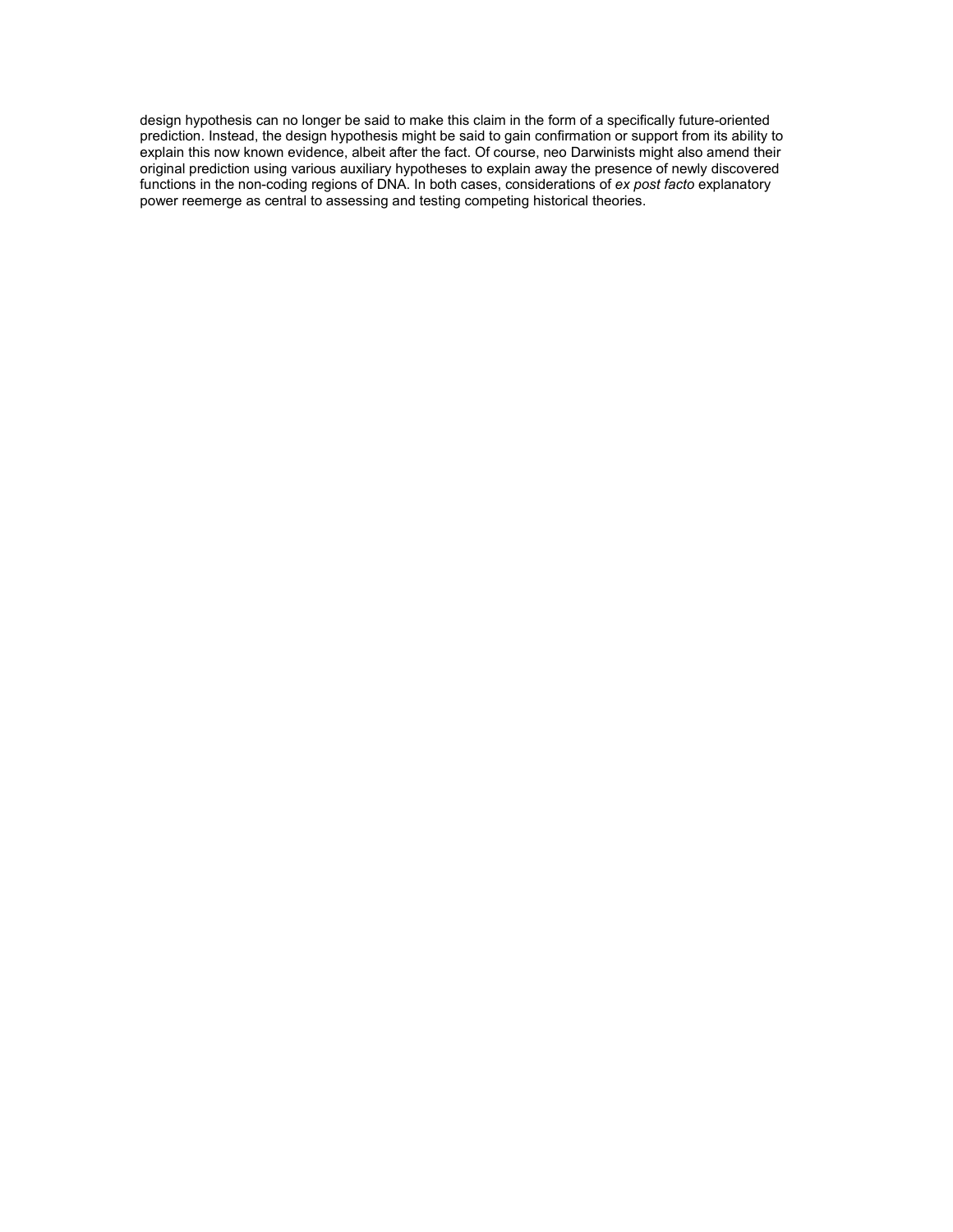design hypothesis can no longer be said to make this claim in the form of a specifically future-oriented prediction. Instead, the design hypothesis might be said to gain confirmation or support from its ability to explain this now known evidence, albeit after the fact. Of course, neo Darwinists might also amend their original prediction using various auxiliary hypotheses to explain away the presence of newly discovered functions in the non-coding regions of DNA. In both cases, considerations of *ex post facto* explanatory power reemerge as central to assessing and testing competing historical theories.